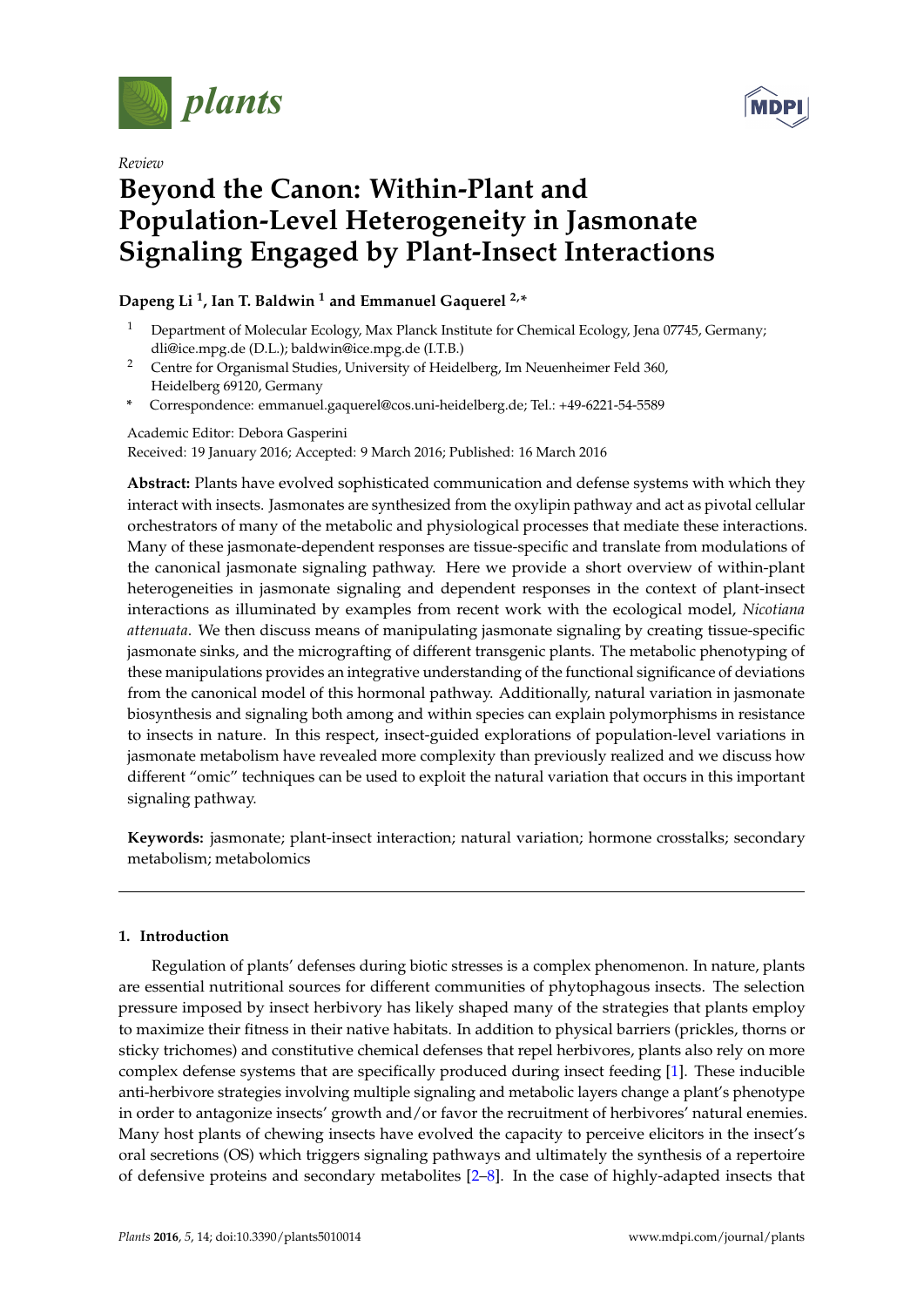*plants*

Review

# Beyond the Canon: Within-Plant and Population-Level Heterogeneity in Jasmonate Signaling Engaged by Plant-Insect Interactions

**Dapeng Li [1], Ian T. Baldwin [1] and Emmanuel Gaquerel [2,*]**

[1] Department of Molecular Ecology, Max Planck Institute for Chemical Ecology, Jena 07745, Germany; dli@ice.mpg.de (D.L.); baldwin@ice.mpg.de (I.T.B.)

[2] Centre for Organismal Studies, University of Heidelberg, Im Neuenheimer Feld 360, Heidelberg 69120, Germany

\* Correspondence: emmanuel.gaquerel@cos.uni-heidelberg.de; Tel.: +49-6221-54-5589

Academic Editor: Debora Gasperini

Received: 19 January 2016; Accepted: 9 March 2016; Published: 16 March 2016

**Abstract:** Plants have evolved sophisticated communication and defense systems with which they interact with insects. Jasmonates are synthesized from the oxylipin pathway and act as pivotal cellular orchestrators of many of the metabolic and physiological processes that mediate these interactions. Many of these jasmonate-dependent responses are tissue-specific and translate from modulations of the canonical jasmonate signaling pathway. Here we provide a short overview of within-plant heterogeneities in jasmonate signaling and dependent responses in the context of plant-insect interactions as illuminated by examples from recent work with the ecological model, *Nicotiana attenuata*. We then discuss means of manipulating jasmonate signaling by creating tissue-specific jasmonate sinks, and the micrografting of different transgenic plants. The metabolic phenotyping of these manipulations provides an integrative understanding of the functional significance of deviations from the canonical model of this hormonal pathway. Additionally, natural variation in jasmonate biosynthesis and signaling both among and within species can explain polymorphisms in resistance to insects in nature. In this respect, insect-guided explorations of population-level variations in jasmonate metabolism have revealed more complexity than previously realized and we discuss how different "omic" techniques can be used to exploit the natural variation that occurs in this important signaling pathway.

**Keywords:** jasmonate; plant-insect interaction; natural variation; hormone crosstalks; secondary metabolism; metabolomics

## 1. Introduction

Regulation of plants' defenses during biotic stresses is a complex phenomenon. In nature, plants are essential nutritional sources for different communities of phytophagous insects. The selection pressure imposed by insect herbivory has likely shaped many of the strategies that plants employ to maximize their fitness in their native habitats. In addition to physical barriers (prickles, thorns or sticky trichomes) and constitutive chemical defenses that repel herbivores, plants also rely on more complex defense systems that are specifically produced during insect feeding [1]. These inducible anti-herbivore strategies involving multiple signaling and metabolic layers change a plant's phenotype in order to antagonize insects' growth and/or favor the recruitment of herbivores' natural enemies. Many host plants of chewing insects have evolved the capacity to perceive elicitors in the insect's oral secretions (OS) which triggers signaling pathways and ultimately the synthesis of a repertoire of defensive proteins and secondary metabolites [2–8]. In the case of highly-adapted insects that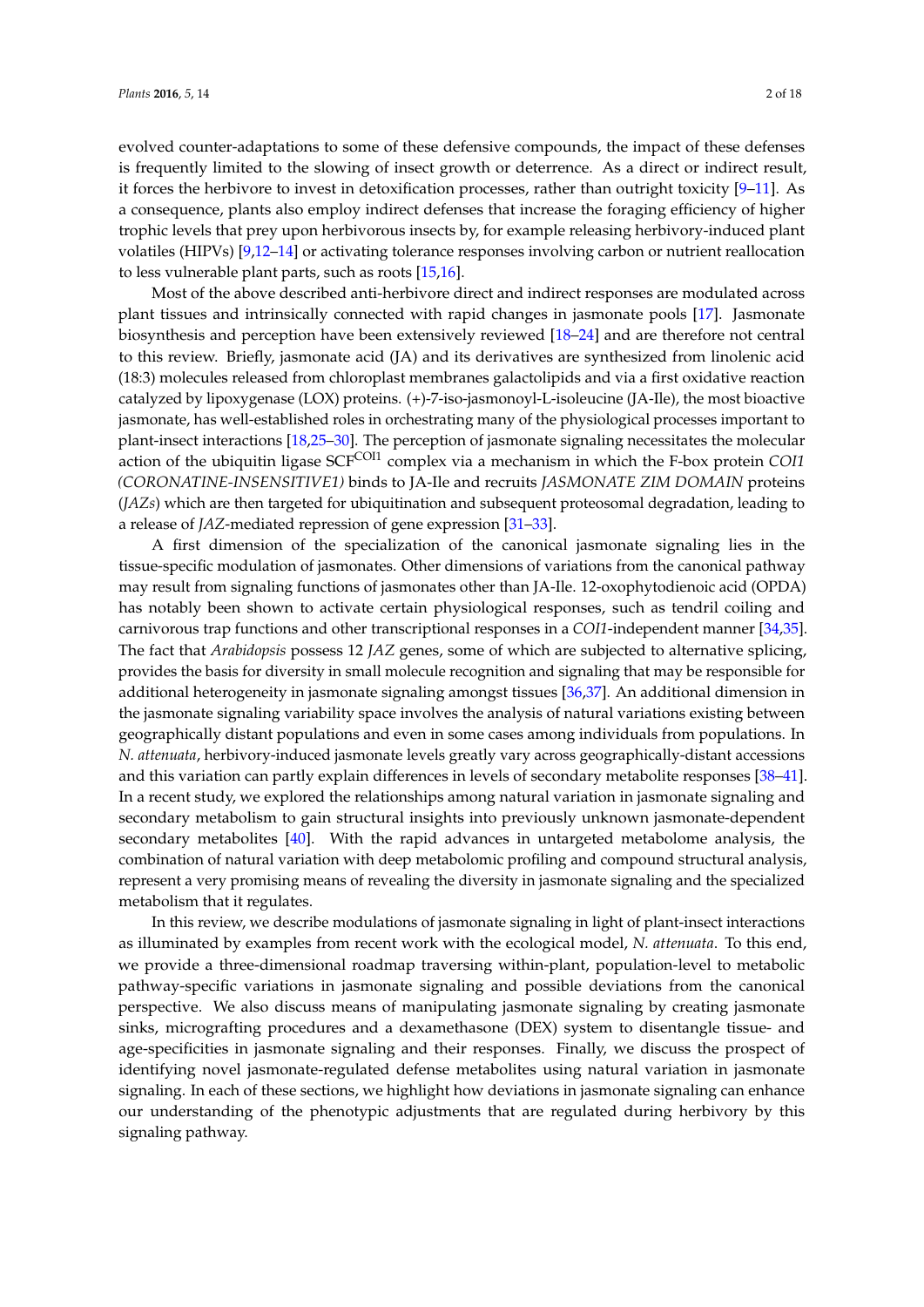evolved counter-adaptations to some of these defensive compounds, the impact of these defenses is frequently limited to the slowing of insect growth or deterrence. As a direct or indirect result, it forces the herbivore to invest in detoxification processes, rather than outright toxicity [9–11]. As a consequence, plants also employ indirect defenses that increase the foraging efficiency of higher trophic levels that prey upon herbivorous insects by, for example releasing herbivory-induced plant volatiles (HIPVs) [9,12–14] or activating tolerance responses involving carbon or nutrient reallocation to less vulnerable plant parts, such as roots [15,16].

Most of the above described anti-herbivore direct and indirect responses are modulated across plant tissues and intrinsically connected with rapid changes in jasmonate pools [17]. Jasmonate biosynthesis and perception have been extensively reviewed [18–24] and are therefore not central to this review. Briefly, jasmonate acid (JA) and its derivatives are synthesized from linolenic acid (18:3) molecules released from chloroplast membranes galactolipids and via a first oxidative reaction catalyzed by lipoxygenase (LOX) proteins. (+)-7-iso-jasmonoyl-L-isoleucine (JA-Ile), the most bioactive jasmonate, has well-established roles in orchestrating many of the physiological processes important to plant-insect interactions [18,25–30]. The perception of jasmonate signaling necessitates the molecular action of the ubiquitin ligase $SCF^{COI1}$ complex via a mechanism in which the F-box protein *COI1 (CORONATINE-INSENSITIVE1)* binds to JA-Ile and recruits *JASMONATE ZIM DOMAIN* proteins (*JAZs*) which are then targeted for ubiquitination and subsequent proteosomal degradation, leading to a release of *JAZ*-mediated repression of gene expression [31–33].

A first dimension of the specialization of the canonical jasmonate signaling lies in the tissue-specific modulation of jasmonates. Other dimensions of variations from the canonical pathway may result from signaling functions of jasmonates other than JA-Ile. 12-oxophytodienoic acid (OPDA) has notably been shown to activate certain physiological responses, such as tendril coiling and carnivorous trap functions and other transcriptional responses in a *COI1*-independent manner [34,35]. The fact that *Arabidopsis* possess 12 *JAZ* genes, some of which are subjected to alternative splicing, provides the basis for diversity in small molecule recognition and signaling that may be responsible for additional heterogeneity in jasmonate signaling amongst tissues [36,37]. An additional dimension in the jasmonate signaling variability space involves the analysis of natural variations existing between geographically distant populations and even in some cases among individuals from populations. In *N. attenuata*, herbivory-induced jasmonate levels greatly vary across geographically-distant accessions and this variation can partly explain differences in levels of secondary metabolite responses [38–41]. In a recent study, we explored the relationships among natural variation in jasmonate signaling and secondary metabolism to gain structural insights into previously unknown jasmonate-dependent secondary metabolites [40]. With the rapid advances in untargeted metabolome analysis, the combination of natural variation with deep metabolomic profiling and compound structural analysis, represent a very promising means of revealing the diversity in jasmonate signaling and the specialized metabolism that it regulates.

In this review, we describe modulations of jasmonate signaling in light of plant-insect interactions as illuminated by examples from recent work with the ecological model, *N. attenuata*. To this end, we provide a three-dimensional roadmap traversing within-plant, population-level to metabolic pathway-specific variations in jasmonate signaling and possible deviations from the canonical perspective. We also discuss means of manipulating jasmonate signaling by creating jasmonate sinks, micrografting procedures and a dexamethasone (DEX) system to disentangle tissue- and age-specificities in jasmonate signaling and their responses. Finally, we discuss the prospect of identifying novel jasmonate-regulated defense metabolites using natural variation in jasmonate signaling. In each of these sections, we highlight how deviations in jasmonate signaling can enhance our understanding of the phenotypic adjustments that are regulated during herbivory by this signaling pathway.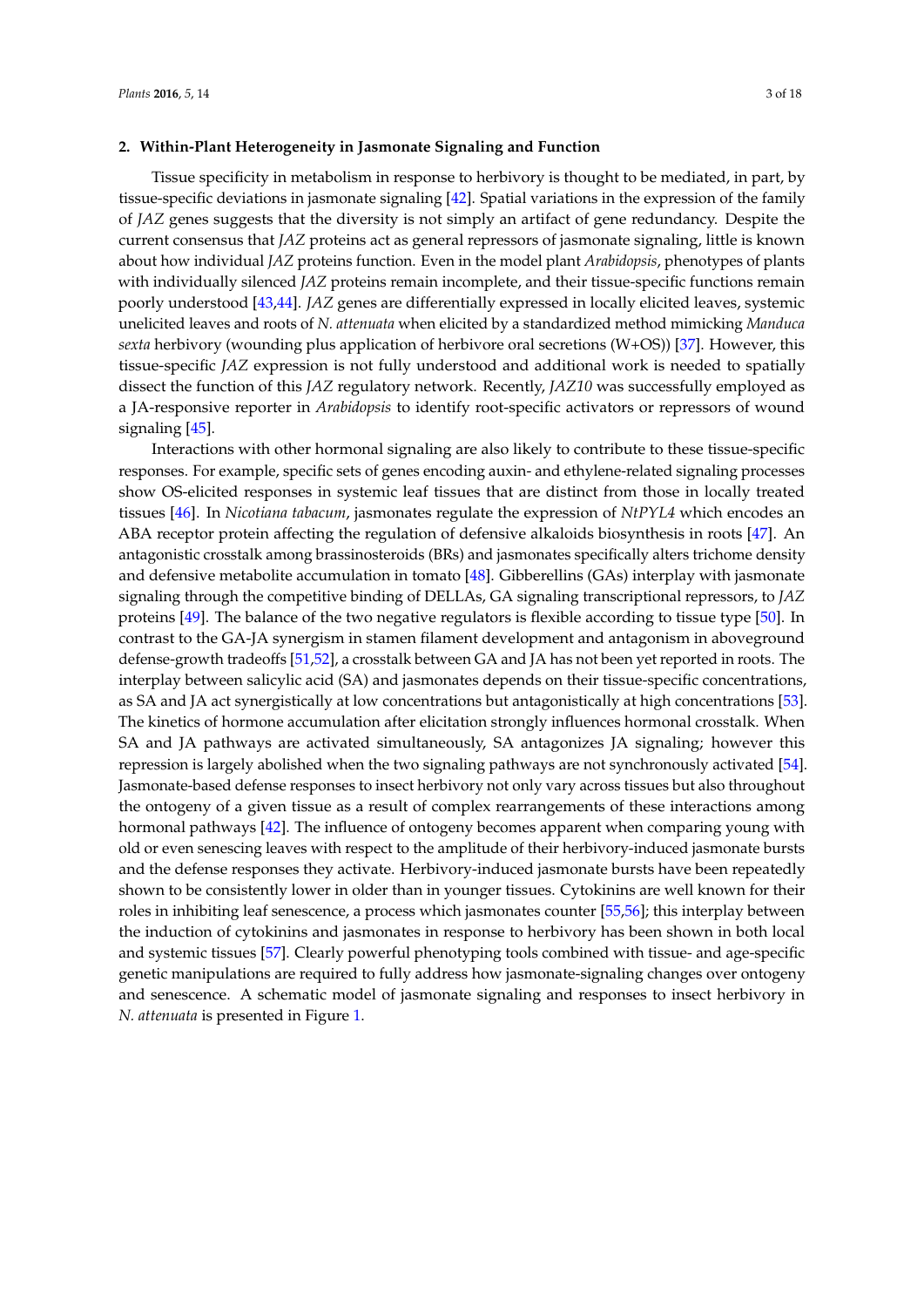## 2. Within-Plant Heterogeneity in Jasmonate Signaling and Function

Tissue specificity in metabolism in response to herbivory is thought to be mediated, in part, by tissue-specific deviations in jasmonate signaling [42]. Spatial variations in the expression of the family of *JAZ* genes suggests that the diversity is not simply an artifact of gene redundancy. Despite the current consensus that *JAZ* proteins act as general repressors of jasmonate signaling, little is known about how individual *JAZ* proteins function. Even in the model plant *Arabidopsis*, phenotypes of plants with individually silenced *JAZ* proteins remain incomplete, and their tissue-specific functions remain poorly understood [43,44]. *JAZ* genes are differentially expressed in locally elicited leaves, systemic unelicited leaves and roots of *N. attenuata* when elicited by a standardized method mimicking *Manduca sexta* herbivory (wounding plus application of herbivore oral secretions (W+OS)) [37]. However, this tissue-specific *JAZ* expression is not fully understood and additional work is needed to spatially dissect the function of this *JAZ* regulatory network. Recently, *JAZ10* was successfully employed as a JA-responsive reporter in *Arabidopsis* to identify root-specific activators or repressors of wound signaling [45].

Interactions with other hormonal signaling are also likely to contribute to these tissue-specific responses. For example, specific sets of genes encoding auxin- and ethylene-related signaling processes show OS-elicited responses in systemic leaf tissues that are distinct from those in locally treated tissues [46]. In *Nicotiana tabacum*, jasmonates regulate the expression of *NtPYL4* which encodes an ABA receptor protein affecting the regulation of defensive alkaloids biosynthesis in roots [47]. An antagonistic crosstalk among brassinosteroids (BRs) and jasmonates specifically alters trichome density and defensive metabolite accumulation in tomato [48]. Gibberellins (GAs) interplay with jasmonate signaling through the competitive binding of DELLAs, GA signaling transcriptional repressors, to *JAZ* proteins [49]. The balance of the two negative regulators is flexible according to tissue type [50]. In contrast to the GA-JA synergism in stamen filament development and antagonism in aboveground defense-growth tradeoffs [51,52], a crosstalk between GA and JA has not been yet reported in roots. The interplay between salicylic acid (SA) and jasmonates depends on their tissue-specific concentrations, as SA and JA act synergistically at low concentrations but antagonistically at high concentrations [53]. The kinetics of hormone accumulation after elicitation strongly influences hormonal crosstalk. When SA and JA pathways are activated simultaneously, SA antagonizes JA signaling; however this repression is largely abolished when the two signaling pathways are not synchronously activated [54]. Jasmonate-based defense responses to insect herbivory not only vary across tissues but also throughout the ontogeny of a given tissue as a result of complex rearrangements of these interactions among hormonal pathways [42]. The influence of ontogeny becomes apparent when comparing young with old or even senescing leaves with respect to the amplitude of their herbivory-induced jasmonate bursts and the defense responses they activate. Herbivory-induced jasmonate bursts have been repeatedly shown to be consistently lower in older than in younger tissues. Cytokinins are well known for their roles in inhibiting leaf senescence, a process which jasmonates counter [55,56]; this interplay between the induction of cytokinins and jasmonates in response to herbivory has been shown in both local and systemic tissues [57]. Clearly powerful phenotyping tools combined with tissue- and age-specific genetic manipulations are required to fully address how jasmonate-signaling changes over ontogeny and senescence. A schematic model of jasmonate signaling and responses to insect herbivory in *N. attenuata* is presented in Figure 1.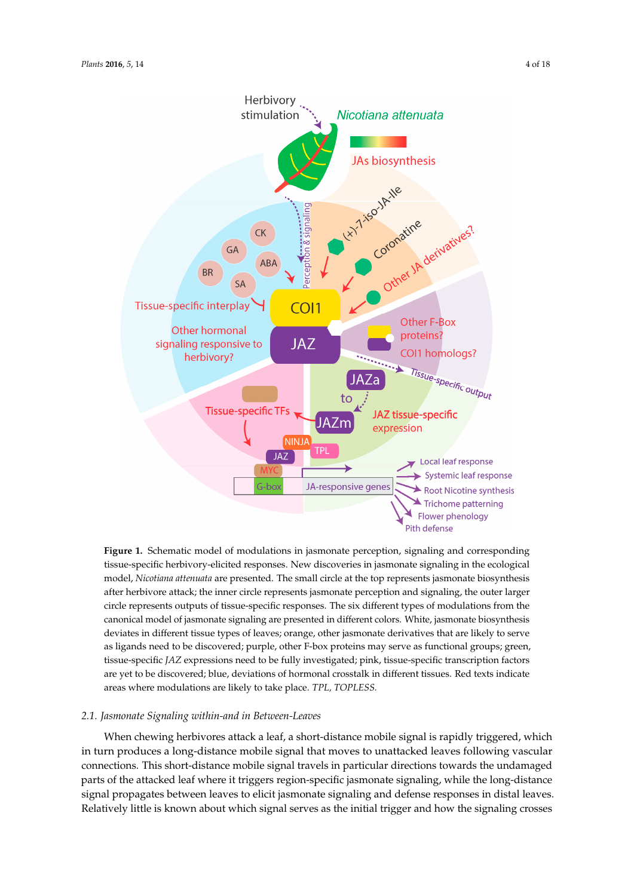Herbivory stimulation

*Nicotiana attenuata*

JAs biosynthesis

Perception & signaling

(+)-7-iso-JA-Ile

Coronatine

Other JA derivatives?

CK

GA

ABA

BR

SA

Tissue-specific interplay

Other hormonal signaling responsive to herbivory?

COI1

JAZ

Other F-Box proteins?

COI1 homologs?

Tissue-specific output

JAZa

to

JAZm

JAZ tissue-specific expression

Tissue-specific TFs

NINJA

TPL

JAZ

MYC

G-box

JA-responsive genes

Local leaf response

Systemic leaf response

Root Nicotine synthesis

Trichome patterning

Flower phenology

Pith defense

**Figure 1.** Schematic model of modulations in jasmonate perception, signaling and corresponding tissue-specific herbivory-elicited responses. New discoveries in jasmonate signaling in the ecological model, *Nicotiana attenuata* are presented. The small circle at the top represents jasmonate biosynthesis after herbivore attack; the inner circle represents jasmonate perception and signaling, the outer larger circle represents outputs of tissue-specific responses. The six different types of modulations from the canonical model of jasmonate signaling are presented in different colors. White, jasmonate biosynthesis deviates in different tissue types of leaves; orange, other jasmonate derivatives that are likely to serve as ligands need to be discovered; purple, other F-box proteins may serve as functional groups; green, tissue-specific *JAZ* expressions need to be fully investigated; pink, tissue-specific transcription factors are yet to be discovered; blue, deviations of hormonal crosstalk in different tissues. Red texts indicate areas where modulations are likely to take place. *TPL, TOPLESS.*

### *2.1. Jasmonate Signaling within-and in Between-Leaves*

When chewing herbivores attack a leaf, a short-distance mobile signal is rapidly triggered, which in turn produces a long-distance mobile signal that moves to unattacked leaves following vascular connections. This short-distance mobile signal travels in particular directions towards the undamaged parts of the attacked leaf where it triggers region-specific jasmonate signaling, while the long-distance signal propagates between leaves to elicit jasmonate signaling and defense responses in distal leaves. Relatively little is known about which signal serves as the initial trigger and how the signaling crosses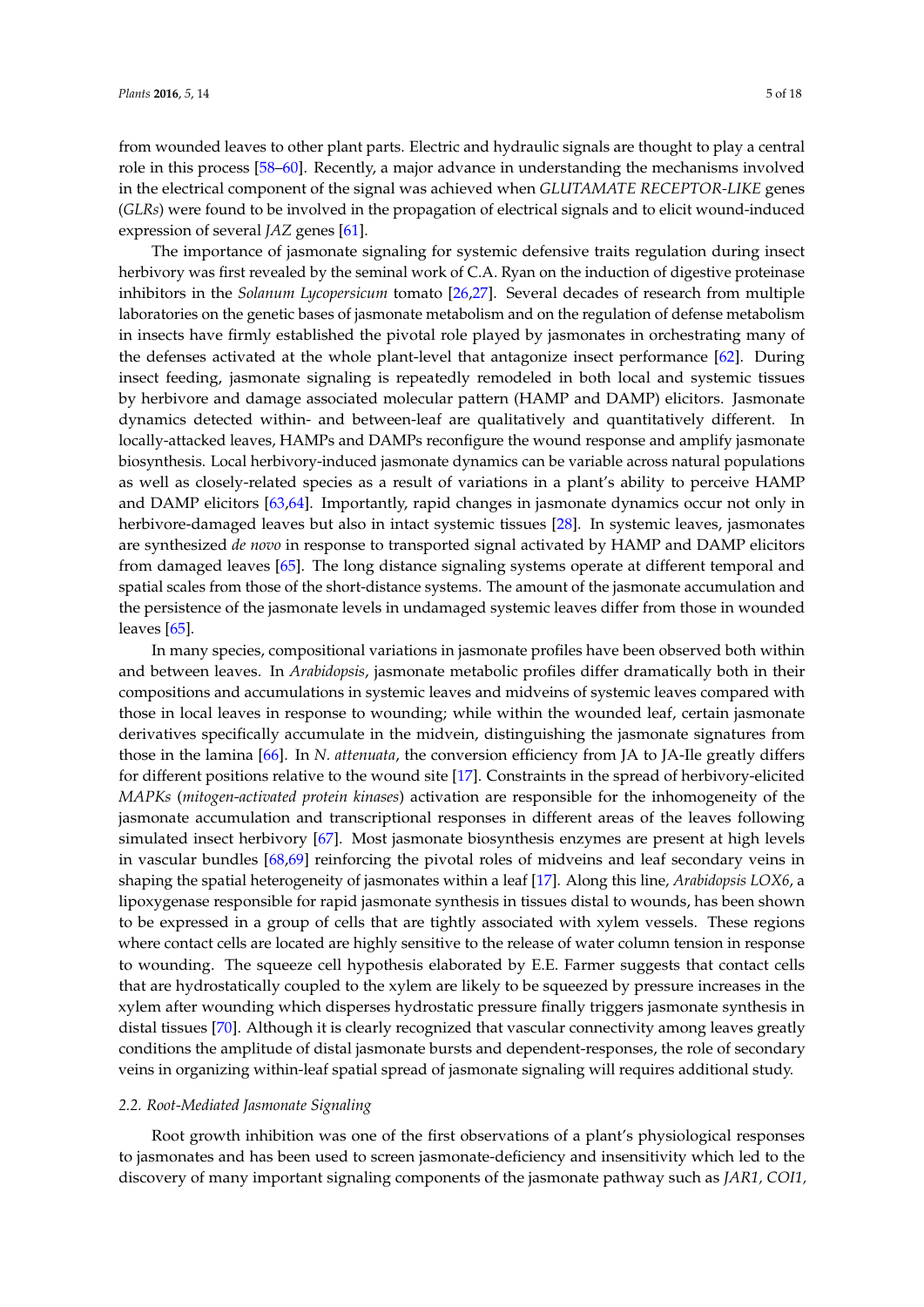from wounded leaves to other plant parts. Electric and hydraulic signals are thought to play a central role in this process [58–60]. Recently, a major advance in understanding the mechanisms involved in the electrical component of the signal was achieved when *GLUTAMATE RECEPTOR-LIKE* genes (*GLRs*) were found to be involved in the propagation of electrical signals and to elicit wound-induced expression of several *JAZ* genes [61].

The importance of jasmonate signaling for systemic defensive traits regulation during insect herbivory was first revealed by the seminal work of C.A. Ryan on the induction of digestive proteinase inhibitors in the *Solanum Lycopersicum* tomato [26,27]. Several decades of research from multiple laboratories on the genetic bases of jasmonate metabolism and on the regulation of defense metabolism in insects have firmly established the pivotal role played by jasmonates in orchestrating many of the defenses activated at the whole plant-level that antagonize insect performance [62]. During insect feeding, jasmonate signaling is repeatedly remodeled in both local and systemic tissues by herbivore and damage associated molecular pattern (HAMP and DAMP) elicitors. Jasmonate dynamics detected within- and between-leaf are qualitatively and quantitatively different. In locally-attacked leaves, HAMPs and DAMPs reconfigure the wound response and amplify jasmonate biosynthesis. Local herbivory-induced jasmonate dynamics can be variable across natural populations as well as closely-related species as a result of variations in a plant's ability to perceive HAMP and DAMP elicitors [63,64]. Importantly, rapid changes in jasmonate dynamics occur not only in herbivore-damaged leaves but also in intact systemic tissues [28]. In systemic leaves, jasmonates are synthesized *de novo* in response to transported signal activated by HAMP and DAMP elicitors from damaged leaves [65]. The long distance signaling systems operate at different temporal and spatial scales from those of the short-distance systems. The amount of the jasmonate accumulation and the persistence of the jasmonate levels in undamaged systemic leaves differ from those in wounded leaves [65].

In many species, compositional variations in jasmonate profiles have been observed both within and between leaves. In *Arabidopsis*, jasmonate metabolic profiles differ dramatically both in their compositions and accumulations in systemic leaves and midveins of systemic leaves compared with those in local leaves in response to wounding; while within the wounded leaf, certain jasmonate derivatives specifically accumulate in the midvein, distinguishing the jasmonate signatures from those in the lamina [66]. In *N. attenuata*, the conversion efficiency from JA to JA-Ile greatly differs for different positions relative to the wound site [17]. Constraints in the spread of herbivory-elicited *MAPKs* (*mitogen-activated protein kinases*) activation are responsible for the inhomogeneity of the jasmonate accumulation and transcriptional responses in different areas of the leaves following simulated insect herbivory [67]. Most jasmonate biosynthesis enzymes are present at high levels in vascular bundles [68,69] reinforcing the pivotal roles of midveins and leaf secondary veins in shaping the spatial heterogeneity of jasmonates within a leaf [17]. Along this line, *Arabidopsis LOX6*, a lipoxygenase responsible for rapid jasmonate synthesis in tissues distal to wounds, has been shown to be expressed in a group of cells that are tightly associated with xylem vessels. These regions where contact cells are located are highly sensitive to the release of water column tension in response to wounding. The squeeze cell hypothesis elaborated by E.E. Farmer suggests that contact cells that are hydrostatically coupled to the xylem are likely to be squeezed by pressure increases in the xylem after wounding which disperses hydrostatic pressure finally triggers jasmonate synthesis in distal tissues [70]. Although it is clearly recognized that vascular connectivity among leaves greatly conditions the amplitude of distal jasmonate bursts and dependent-responses, the role of secondary veins in organizing within-leaf spatial spread of jasmonate signaling will requires additional study.

### 2.2. Root-Mediated Jasmonate Signaling

Root growth inhibition was one of the first observations of a plant's physiological responses to jasmonates and has been used to screen jasmonate-deficiency and insensitivity which led to the discovery of many important signaling components of the jasmonate pathway such as *JAR1, COI1,*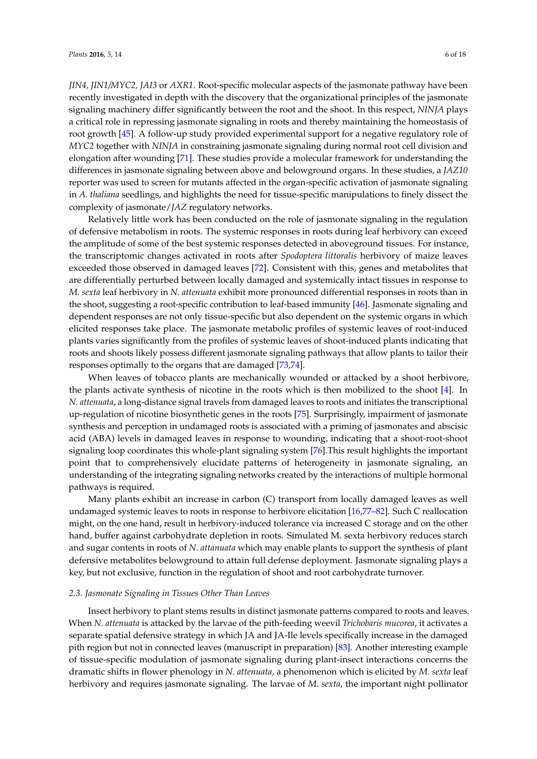*JIN4, JIN1/MYC2, JAI3* or *AXR1*. Root-specific molecular aspects of the jasmonate pathway have been recently investigated in depth with the discovery that the organizational principles of the jasmonate signaling machinery differ significantly between the root and the shoot. In this respect, *NINJA* plays a critical role in repressing jasmonate signaling in roots and thereby maintaining the homeostasis of root growth [45]. A follow-up study provided experimental support for a negative regulatory role of *MYC2* together with *NINJA* in constraining jasmonate signaling during normal root cell division and elongation after wounding [71]. These studies provide a molecular framework for understanding the differences in jasmonate signaling between above and belowground organs. In these studies, a *JAZ10* reporter was used to screen for mutants affected in the organ-specific activation of jasmonate signaling in *A. thaliana* seedlings, and highlights the need for tissue-specific manipulations to finely dissect the complexity of jasmonate/*JAZ* regulatory networks.

Relatively little work has been conducted on the role of jasmonate signaling in the regulation of defensive metabolism in roots. The systemic responses in roots during leaf herbivory can exceed the amplitude of some of the best systemic responses detected in aboveground tissues. For instance, the transcriptomic changes activated in roots after *Spodoptera littoralis* herbivory of maize leaves exceeded those observed in damaged leaves [72]. Consistent with this, genes and metabolites that are differentially perturbed between locally damaged and systemically intact tissues in response to *M. sexta* leaf herbivory in *N. attenuata* exhibit more pronounced differential responses in roots than in the shoot, suggesting a root-specific contribution to leaf-based immunity [46]. Jasmonate signaling and dependent responses are not only tissue-specific but also dependent on the systemic organs in which elicited responses take place. The jasmonate metabolic profiles of systemic leaves of root-induced plants varies significantly from the profiles of systemic leaves of shoot-induced plants indicating that roots and shoots likely possess different jasmonate signaling pathways that allow plants to tailor their responses optimally to the organs that are damaged [73,74].

When leaves of tobacco plants are mechanically wounded or attacked by a shoot herbivore, the plants activate synthesis of nicotine in the roots which is then mobilized to the shoot [4]. In *N. attenuata*, a long-distance signal travels from damaged leaves to roots and initiates the transcriptional up-regulation of nicotine biosynthetic genes in the roots [75]. Surprisingly, impairment of jasmonate synthesis and perception in undamaged roots is associated with a priming of jasmonates and abscisic acid (ABA) levels in damaged leaves in response to wounding, indicating that a shoot-root-shoot signaling loop coordinates this whole-plant signaling system [76].This result highlights the important point that to comprehensively elucidate patterns of heterogeneity in jasmonate signaling, an understanding of the integrating signaling networks created by the interactions of multiple hormonal pathways is required.

Many plants exhibit an increase in carbon (C) transport from locally damaged leaves as well undamaged systemic leaves to roots in response to herbivore elicitation [16,77–82]. Such C reallocation might, on the one hand, result in herbivory-induced tolerance via increased C storage and on the other hand, buffer against carbohydrate depletion in roots. Simulated M. sexta herbivory reduces starch and sugar contents in roots of *N. attanuata* which may enable plants to support the synthesis of plant defensive metabolites belowground to attain full defense deployment. Jasmonate signaling plays a key, but not exclusive, function in the regulation of shoot and root carbohydrate turnover.

### *2.3. Jasmonate Signaling in Tissues Other Than Leaves*

Insect herbivory to plant stems results in distinct jasmonate patterns compared to roots and leaves. When *N. attenuata* is attacked by the larvae of the pith-feeding weevil *Trichobaris mucorea*, it activates a separate spatial defensive strategy in which JA and JA-Ile levels specifically increase in the damaged pith region but not in connected leaves (manuscript in preparation) [83]. Another interesting example of tissue-specific modulation of jasmonate signaling during plant-insect interactions concerns the dramatic shifts in flower phenology in *N. attenuata*, a phenomenon which is elicited by *M. sexta* leaf herbivory and requires jasmonate signaling. The larvae of *M. sexta*, the important night pollinator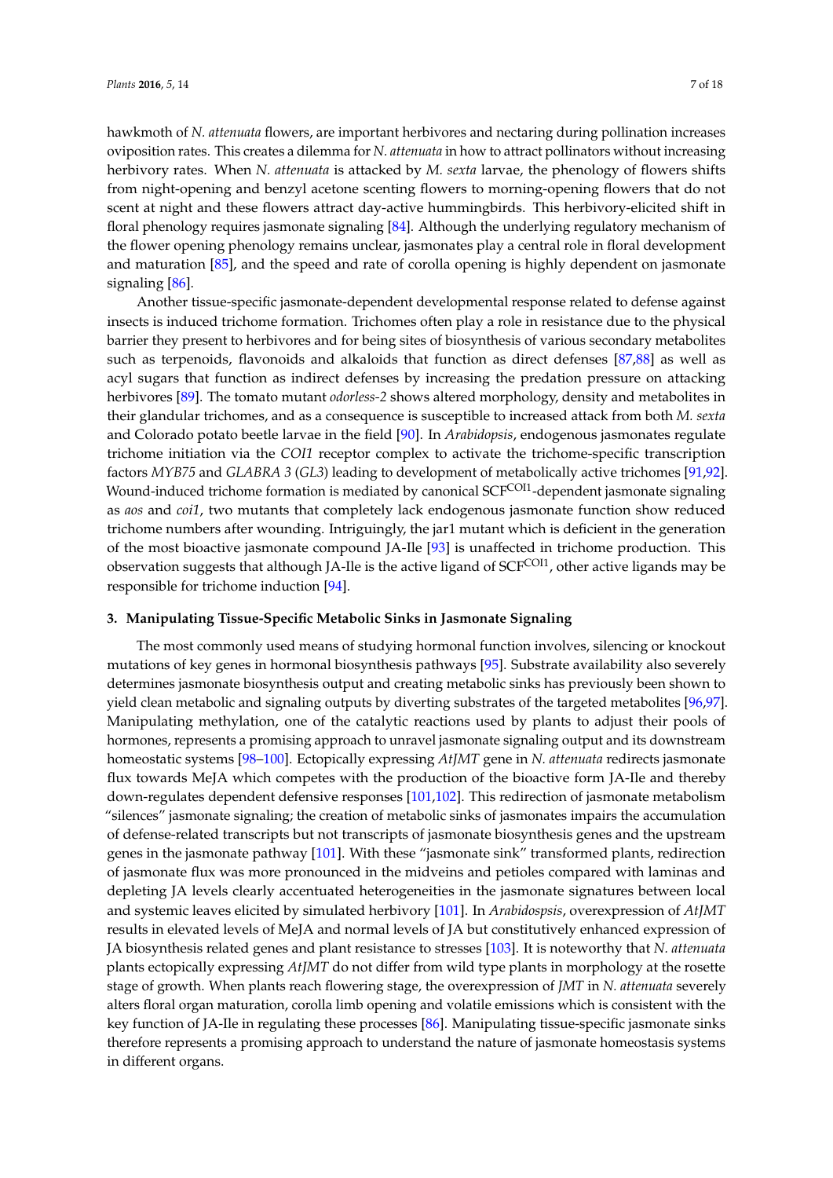hawkmoth of *N. attenuata* flowers, are important herbivores and nectaring during pollination increases oviposition rates. This creates a dilemma for *N. attenuata* in how to attract pollinators without increasing herbivory rates. When *N. attenuata* is attacked by *M. sexta* larvae, the phenology of flowers shifts from night-opening and benzyl acetone scenting flowers to morning-opening flowers that do not scent at night and these flowers attract day-active hummingbirds. This herbivory-elicited shift in floral phenology requires jasmonate signaling [84]. Although the underlying regulatory mechanism of the flower opening phenology remains unclear, jasmonates play a central role in floral development and maturation [85], and the speed and rate of corolla opening is highly dependent on jasmonate signaling [86].

Another tissue-specific jasmonate-dependent developmental response related to defense against insects is induced trichome formation. Trichomes often play a role in resistance due to the physical barrier they present to herbivores and for being sites of biosynthesis of various secondary metabolites such as terpenoids, flavonoids and alkaloids that function as direct defenses [87,88] as well as acyl sugars that function as indirect defenses by increasing the predation pressure on attacking herbivores [89]. The tomato mutant *odorless-2* shows altered morphology, density and metabolites in their glandular trichomes, and as a consequence is susceptible to increased attack from both *M. sexta* and Colorado potato beetle larvae in the field [90]. In *Arabidopsis*, endogenous jasmonates regulate trichome initiation via the *COI1* receptor complex to activate the trichome-specific transcription factors *MYB75* and *GLABRA 3* (*GL3*) leading to development of metabolically active trichomes [91,92]. Wound-induced trichome formation is mediated by canonical SCF$^{COI1}$-dependent jasmonate signaling as *aos* and *coi1*, two mutants that completely lack endogenous jasmonate function show reduced trichome numbers after wounding. Intriguingly, the jar1 mutant which is deficient in the generation of the most bioactive jasmonate compound JA-Ile [93] is unaffected in trichome production. This observation suggests that although JA-Ile is the active ligand of SCF$^{COI1}$, other active ligands may be responsible for trichome induction [94].

## 3. Manipulating Tissue-Specific Metabolic Sinks in Jasmonate Signaling

The most commonly used means of studying hormonal function involves, silencing or knockout mutations of key genes in hormonal biosynthesis pathways [95]. Substrate availability also severely determines jasmonate biosynthesis output and creating metabolic sinks has previously been shown to yield clean metabolic and signaling outputs by diverting substrates of the targeted metabolites [96,97]. Manipulating methylation, one of the catalytic reactions used by plants to adjust their pools of hormones, represents a promising approach to unravel jasmonate signaling output and its downstream homeostatic systems [98–100]. Ectopically expressing *AtJMT* gene in *N. attenuata* redirects jasmonate flux towards MeJA which competes with the production of the bioactive form JA-Ile and thereby down-regulates dependent defensive responses [101,102]. This redirection of jasmonate metabolism "silences" jasmonate signaling; the creation of metabolic sinks of jasmonates impairs the accumulation of defense-related transcripts but not transcripts of jasmonate biosynthesis genes and the upstream genes in the jasmonate pathway [101]. With these "jasmonate sink" transformed plants, redirection of jasmonate flux was more pronounced in the midveins and petioles compared with laminas and depleting JA levels clearly accentuated heterogeneities in the jasmonate signatures between local and systemic leaves elicited by simulated herbivory [101]. In *Arabidospsis*, overexpression of *AtJMT* results in elevated levels of MeJA and normal levels of JA but constitutively enhanced expression of JA biosynthesis related genes and plant resistance to stresses [103]. It is noteworthy that *N. attenuata* plants ectopically expressing *AtJMT* do not differ from wild type plants in morphology at the rosette stage of growth. When plants reach flowering stage, the overexpression of *JMT* in *N. attenuata* severely alters floral organ maturation, corolla limb opening and volatile emissions which is consistent with the key function of JA-Ile in regulating these processes [86]. Manipulating tissue-specific jasmonate sinks therefore represents a promising approach to understand the nature of jasmonate homeostasis systems in different organs.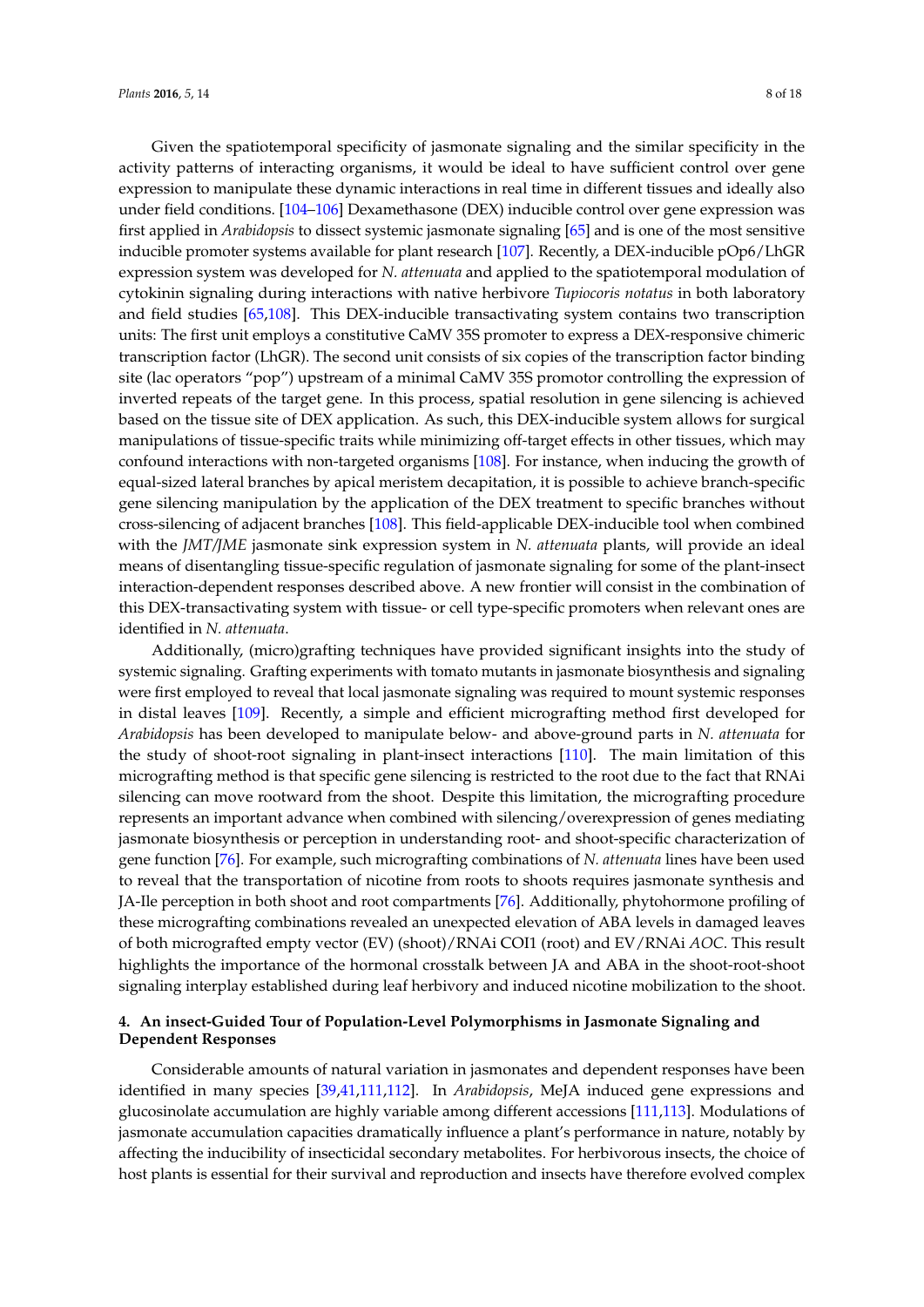Given the spatiotemporal specificity of jasmonate signaling and the similar specificity in the activity patterns of interacting organisms, it would be ideal to have sufficient control over gene expression to manipulate these dynamic interactions in real time in different tissues and ideally also under field conditions. [104–106] Dexamethasone (DEX) inducible control over gene expression was first applied in *Arabidopsis* to dissect systemic jasmonate signaling [65] and is one of the most sensitive inducible promoter systems available for plant research [107]. Recently, a DEX-inducible pOp6/LhGR expression system was developed for *N. attenuata* and applied to the spatiotemporal modulation of cytokinin signaling during interactions with native herbivore *Tupiocoris notatus* in both laboratory and field studies [65,108]. This DEX-inducible transactivating system contains two transcription units: The first unit employs a constitutive CaMV 35S promoter to express a DEX-responsive chimeric transcription factor (LhGR). The second unit consists of six copies of the transcription factor binding site (lac operators "pop") upstream of a minimal CaMV 35S promotor controlling the expression of inverted repeats of the target gene. In this process, spatial resolution in gene silencing is achieved based on the tissue site of DEX application. As such, this DEX-inducible system allows for surgical manipulations of tissue-specific traits while minimizing off-target effects in other tissues, which may confound interactions with non-targeted organisms [108]. For instance, when inducing the growth of equal-sized lateral branches by apical meristem decapitation, it is possible to achieve branch-specific gene silencing manipulation by the application of the DEX treatment to specific branches without cross-silencing of adjacent branches [108]. This field-applicable DEX-inducible tool when combined with the *JMT/JME* jasmonate sink expression system in *N. attenuata* plants, will provide an ideal means of disentangling tissue-specific regulation of jasmonate signaling for some of the plant-insect interaction-dependent responses described above. A new frontier will consist in the combination of this DEX-transactivating system with tissue- or cell type-specific promoters when relevant ones are identified in *N. attenuata*.

Additionally, (micro)grafting techniques have provided significant insights into the study of systemic signaling. Grafting experiments with tomato mutants in jasmonate biosynthesis and signaling were first employed to reveal that local jasmonate signaling was required to mount systemic responses in distal leaves [109]. Recently, a simple and efficient micrografting method first developed for *Arabidopsis* has been developed to manipulate below- and above-ground parts in *N. attenuata* for the study of shoot-root signaling in plant-insect interactions [110]. The main limitation of this micrografting method is that specific gene silencing is restricted to the root due to the fact that RNAi silencing can move rootward from the shoot. Despite this limitation, the micrografting procedure represents an important advance when combined with silencing/overexpression of genes mediating jasmonate biosynthesis or perception in understanding root- and shoot-specific characterization of gene function [76]. For example, such micrografting combinations of *N. attenuata* lines have been used to reveal that the transportation of nicotine from roots to shoots requires jasmonate synthesis and JA-Ile perception in both shoot and root compartments [76]. Additionally, phytohormone profiling of these micrografting combinations revealed an unexpected elevation of ABA levels in damaged leaves of both micrografted empty vector (EV) (shoot)/RNAi COI1 (root) and EV/RNAi *AOC*. This result highlights the importance of the hormonal crosstalk between JA and ABA in the shoot-root-shoot signaling interplay established during leaf herbivory and induced nicotine mobilization to the shoot.

## 4. An insect-Guided Tour of Population-Level Polymorphisms in Jasmonate Signaling and Dependent Responses

Considerable amounts of natural variation in jasmonates and dependent responses have been identified in many species [39,41,111,112]. In *Arabidopsis*, MeJA induced gene expressions and glucosinolate accumulation are highly variable among different accessions [111,113]. Modulations of jasmonate accumulation capacities dramatically influence a plant's performance in nature, notably by affecting the inducibility of insecticidal secondary metabolites. For herbivorous insects, the choice of host plants is essential for their survival and reproduction and insects have therefore evolved complex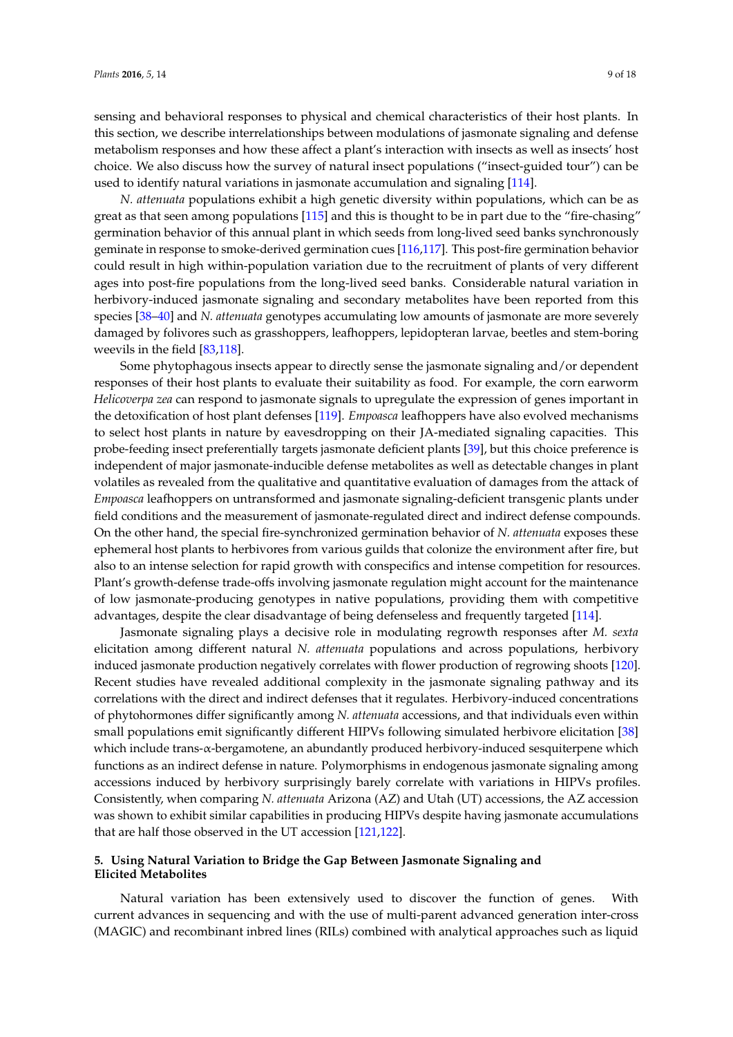sensing and behavioral responses to physical and chemical characteristics of their host plants. In this section, we describe interrelationships between modulations of jasmonate signaling and defense metabolism responses and how these affect a plant's interaction with insects as well as insects' host choice. We also discuss how the survey of natural insect populations ("insect-guided tour") can be used to identify natural variations in jasmonate accumulation and signaling [114].

*N. attenuata* populations exhibit a high genetic diversity within populations, which can be as great as that seen among populations [115] and this is thought to be in part due to the "fire-chasing" germination behavior of this annual plant in which seeds from long-lived seed banks synchronously geminate in response to smoke-derived germination cues [116,117]. This post-fire germination behavior could result in high within-population variation due to the recruitment of plants of very different ages into post-fire populations from the long-lived seed banks. Considerable natural variation in herbivory-induced jasmonate signaling and secondary metabolites have been reported from this species [38–40] and *N. attenuata* genotypes accumulating low amounts of jasmonate are more severely damaged by folivores such as grasshoppers, leafhoppers, lepidopteran larvae, beetles and stem-boring weevils in the field [83,118].

Some phytophagous insects appear to directly sense the jasmonate signaling and/or dependent responses of their host plants to evaluate their suitability as food. For example, the corn earworm *Helicoverpa zea* can respond to jasmonate signals to upregulate the expression of genes important in the detoxification of host plant defenses [119]. *Empoasca* leafhoppers have also evolved mechanisms to select host plants in nature by eavesdropping on their JA-mediated signaling capacities. This probe-feeding insect preferentially targets jasmonate deficient plants [39], but this choice preference is independent of major jasmonate-inducible defense metabolites as well as detectable changes in plant volatiles as revealed from the qualitative and quantitative evaluation of damages from the attack of *Empoasca* leafhoppers on untransformed and jasmonate signaling-deficient transgenic plants under field conditions and the measurement of jasmonate-regulated direct and indirect defense compounds. On the other hand, the special fire-synchronized germination behavior of *N. attenuata* exposes these ephemeral host plants to herbivores from various guilds that colonize the environment after fire, but also to an intense selection for rapid growth with conspecifics and intense competition for resources. Plant's growth-defense trade-offs involving jasmonate regulation might account for the maintenance of low jasmonate-producing genotypes in native populations, providing them with competitive advantages, despite the clear disadvantage of being defenseless and frequently targeted [114].

Jasmonate signaling plays a decisive role in modulating regrowth responses after *M. sexta* elicitation among different natural *N. attenuata* populations and across populations, herbivory induced jasmonate production negatively correlates with flower production of regrowing shoots [120]. Recent studies have revealed additional complexity in the jasmonate signaling pathway and its correlations with the direct and indirect defenses that it regulates. Herbivory-induced concentrations of phytohormones differ significantly among *N. attenuata* accessions, and that individuals even within small populations emit significantly different HIPVs following simulated herbivore elicitation [38] which include trans-α-bergamotene, an abundantly produced herbivory-induced sesquiterpene which functions as an indirect defense in nature. Polymorphisms in endogenous jasmonate signaling among accessions induced by herbivory surprisingly barely correlate with variations in HIPVs profiles. Consistently, when comparing *N. attenuata* Arizona (AZ) and Utah (UT) accessions, the AZ accession was shown to exhibit similar capabilities in producing HIPVs despite having jasmonate accumulations that are half those observed in the UT accession [121,122].

## 5. Using Natural Variation to Bridge the Gap Between Jasmonate Signaling and Elicited Metabolites

Natural variation has been extensively used to discover the function of genes. With current advances in sequencing and with the use of multi-parent advanced generation inter-cross (MAGIC) and recombinant inbred lines (RILs) combined with analytical approaches such as liquid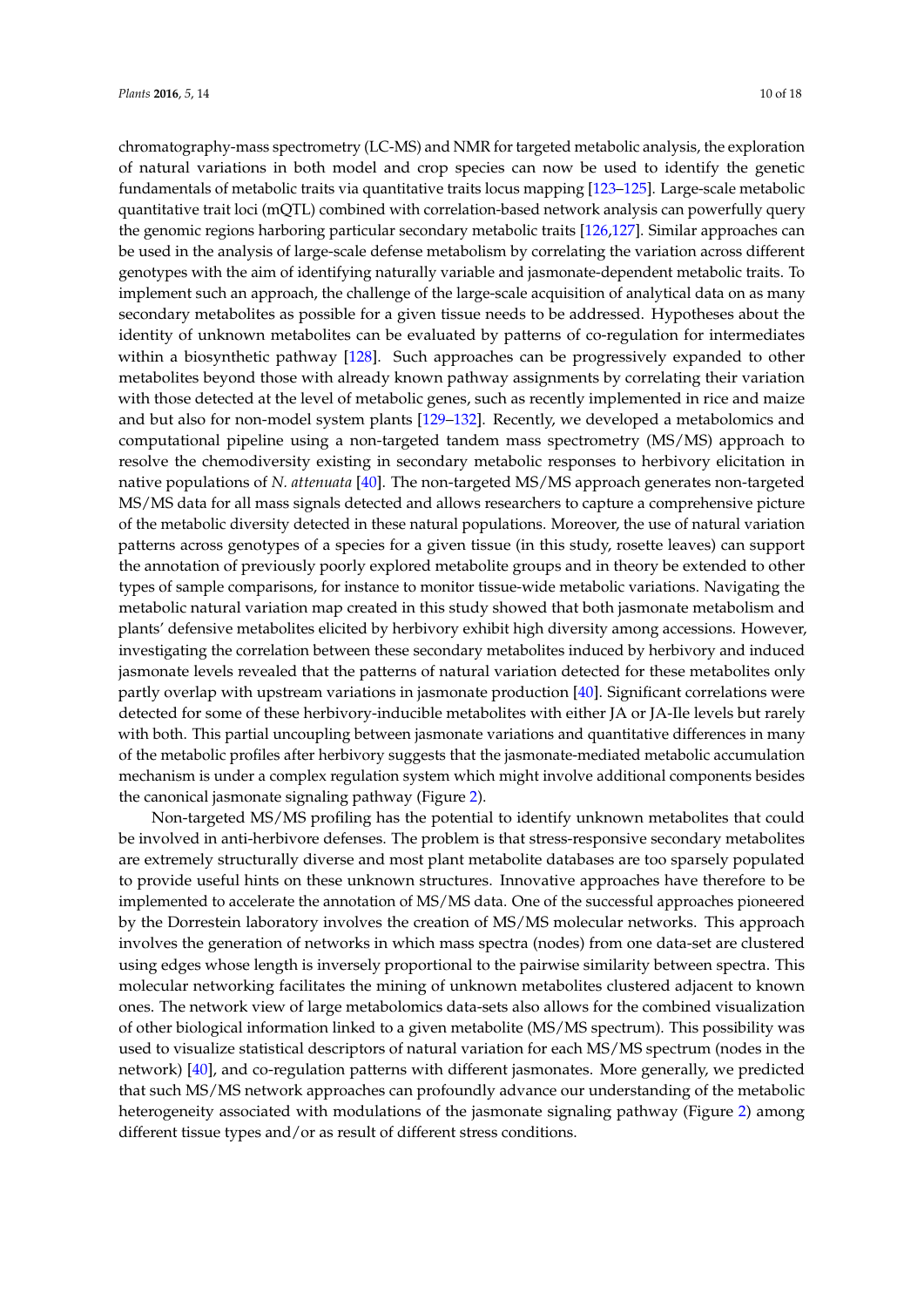chromatography-mass spectrometry (LC-MS) and NMR for targeted metabolic analysis, the exploration of natural variations in both model and crop species can now be used to identify the genetic fundamentals of metabolic traits via quantitative traits locus mapping [123–125]. Large-scale metabolic quantitative trait loci (mQTL) combined with correlation-based network analysis can powerfully query the genomic regions harboring particular secondary metabolic traits [126,127]. Similar approaches can be used in the analysis of large-scale defense metabolism by correlating the variation across different genotypes with the aim of identifying naturally variable and jasmonate-dependent metabolic traits. To implement such an approach, the challenge of the large-scale acquisition of analytical data on as many secondary metabolites as possible for a given tissue needs to be addressed. Hypotheses about the identity of unknown metabolites can be evaluated by patterns of co-regulation for intermediates within a biosynthetic pathway [128]. Such approaches can be progressively expanded to other metabolites beyond those with already known pathway assignments by correlating their variation with those detected at the level of metabolic genes, such as recently implemented in rice and maize and but also for non-model system plants [129–132]. Recently, we developed a metabolomics and computational pipeline using a non-targeted tandem mass spectrometry (MS/MS) approach to resolve the chemodiversity existing in secondary metabolic responses to herbivory elicitation in native populations of *N. attenuata* [40]. The non-targeted MS/MS approach generates non-targeted MS/MS data for all mass signals detected and allows researchers to capture a comprehensive picture of the metabolic diversity detected in these natural populations. Moreover, the use of natural variation patterns across genotypes of a species for a given tissue (in this study, rosette leaves) can support the annotation of previously poorly explored metabolite groups and in theory be extended to other types of sample comparisons, for instance to monitor tissue-wide metabolic variations. Navigating the metabolic natural variation map created in this study showed that both jasmonate metabolism and plants' defensive metabolites elicited by herbivory exhibit high diversity among accessions. However, investigating the correlation between these secondary metabolites induced by herbivory and induced jasmonate levels revealed that the patterns of natural variation detected for these metabolites only partly overlap with upstream variations in jasmonate production [40]. Significant correlations were detected for some of these herbivory-inducible metabolites with either JA or JA-Ile levels but rarely with both. This partial uncoupling between jasmonate variations and quantitative differences in many of the metabolic profiles after herbivory suggests that the jasmonate-mediated metabolic accumulation mechanism is under a complex regulation system which might involve additional components besides the canonical jasmonate signaling pathway (Figure 2).

Non-targeted MS/MS profiling has the potential to identify unknown metabolites that could be involved in anti-herbivore defenses. The problem is that stress-responsive secondary metabolites are extremely structurally diverse and most plant metabolite databases are too sparsely populated to provide useful hints on these unknown structures. Innovative approaches have therefore to be implemented to accelerate the annotation of MS/MS data. One of the successful approaches pioneered by the Dorrestein laboratory involves the creation of MS/MS molecular networks. This approach involves the generation of networks in which mass spectra (nodes) from one data-set are clustered using edges whose length is inversely proportional to the pairwise similarity between spectra. This molecular networking facilitates the mining of unknown metabolites clustered adjacent to known ones. The network view of large metabolomics data-sets also allows for the combined visualization of other biological information linked to a given metabolite (MS/MS spectrum). This possibility was used to visualize statistical descriptors of natural variation for each MS/MS spectrum (nodes in the network) [40], and co-regulation patterns with different jasmonates. More generally, we predicted that such MS/MS network approaches can profoundly advance our understanding of the metabolic heterogeneity associated with modulations of the jasmonate signaling pathway (Figure 2) among different tissue types and/or as result of different stress conditions.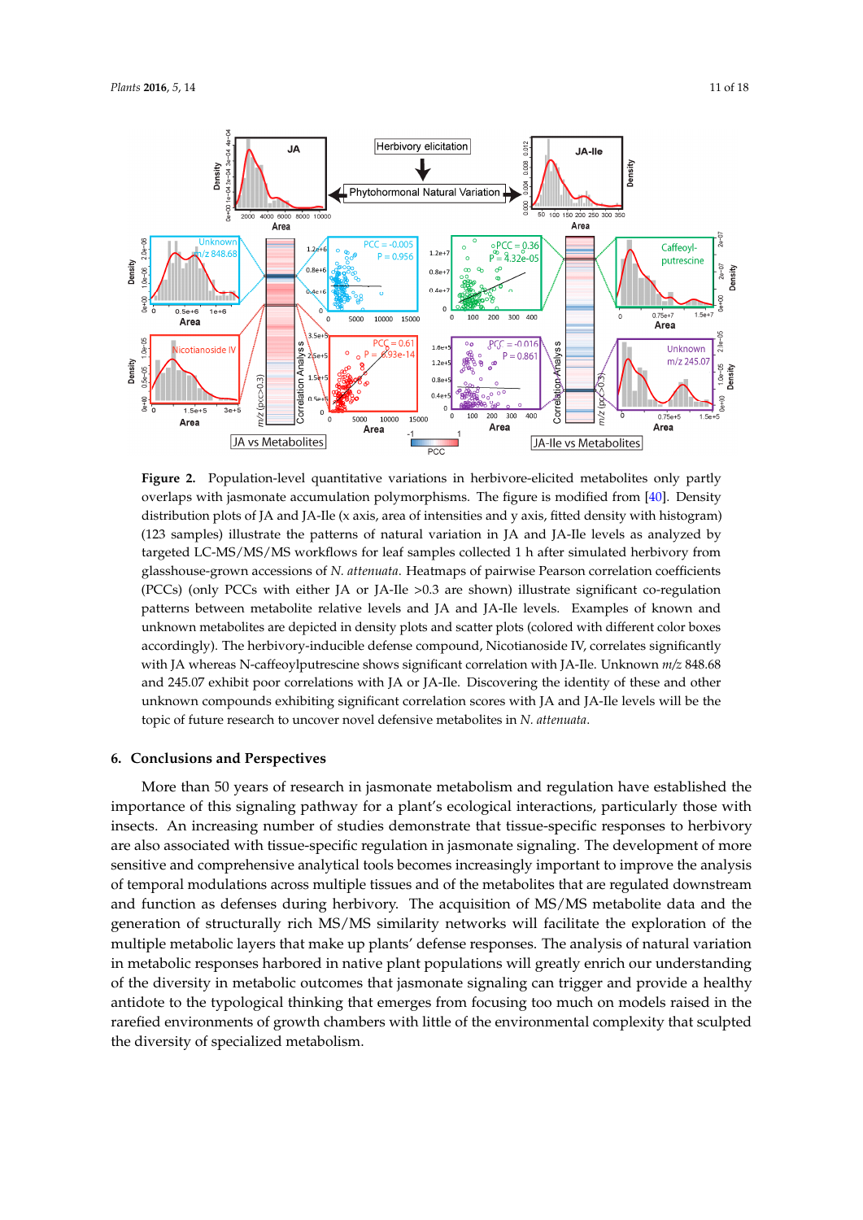Herbivory elicitation

Phytohormonal Natural Variation

JA

JA-Ile

Unknown m/z 848.68

PCC = -0.005
P = 0.956

PCC = 0.36
P = 4.32e-05

Caffeoyl-putrescine

Nicotianoside IV

PCC = 0.61
P = 6.93e-14

PCC = -0.016
P = 0.861

Unknown m/z 245.07

JA vs Metabolites

PCC

JA-Ile vs Metabolites

**Figure 2.** Population-level quantitative variations in herbivore-elicited metabolites only partly overlaps with jasmonate accumulation polymorphisms. The figure is modified from [40]. Density distribution plots of JA and JA-Ile (x axis, area of intensities and y axis, fitted density with histogram) (123 samples) illustrate the patterns of natural variation in JA and JA-Ile levels as analyzed by targeted LC-MS/MS workflows for leaf samples collected 1 h after simulated herbivory from glasshouse-grown accessions of *N. attenuata*. Heatmaps of pairwise Pearson correlation coefficients (PCCs) (only PCCs with either JA or JA-Ile >0.3 are shown) illustrate significant co-regulation patterns between metabolite relative levels and JA and JA-Ile levels. Examples of known and unknown metabolites are depicted in density plots and scatter plots (colored with different color boxes accordingly). The herbivory-inducible defense compound, Nicotianoside IV, correlates significantly with JA whereas N-caffeoylputrescine shows significant correlation with JA-Ile. Unknown *m/z* 848.68 and 245.07 exhibit poor correlations with JA or JA-Ile. Discovering the identity of these and other unknown compounds exhibiting significant correlation scores with JA and JA-Ile levels will be the topic of future research to uncover novel defensive metabolites in *N. attenuata*.

## 6. Conclusions and Perspectives

More than 50 years of research in jasmonate metabolism and regulation have established the importance of this signaling pathway for a plant's ecological interactions, particularly those with insects. An increasing number of studies demonstrate that tissue-specific responses to herbivory are also associated with tissue-specific regulation in jasmonate signaling. The development of more sensitive and comprehensive analytical tools becomes increasingly important to improve the analysis of temporal modulations across multiple tissues and of the metabolites that are regulated downstream and function as defenses during herbivory. The acquisition of MS/MS metabolite data and the generation of structurally rich MS/MS similarity networks will facilitate the exploration of the multiple metabolic layers that make up plants' defense responses. The analysis of natural variation in metabolic responses harbored in native plant populations will greatly enrich our understanding of the diversity in metabolic outcomes that jasmonate signaling can trigger and provide a healthy antidote to the typological thinking that emerges from focusing too much on models raised in the rarefied environments of growth chambers with little of the environmental complexity that sculpted the diversity of specialized metabolism.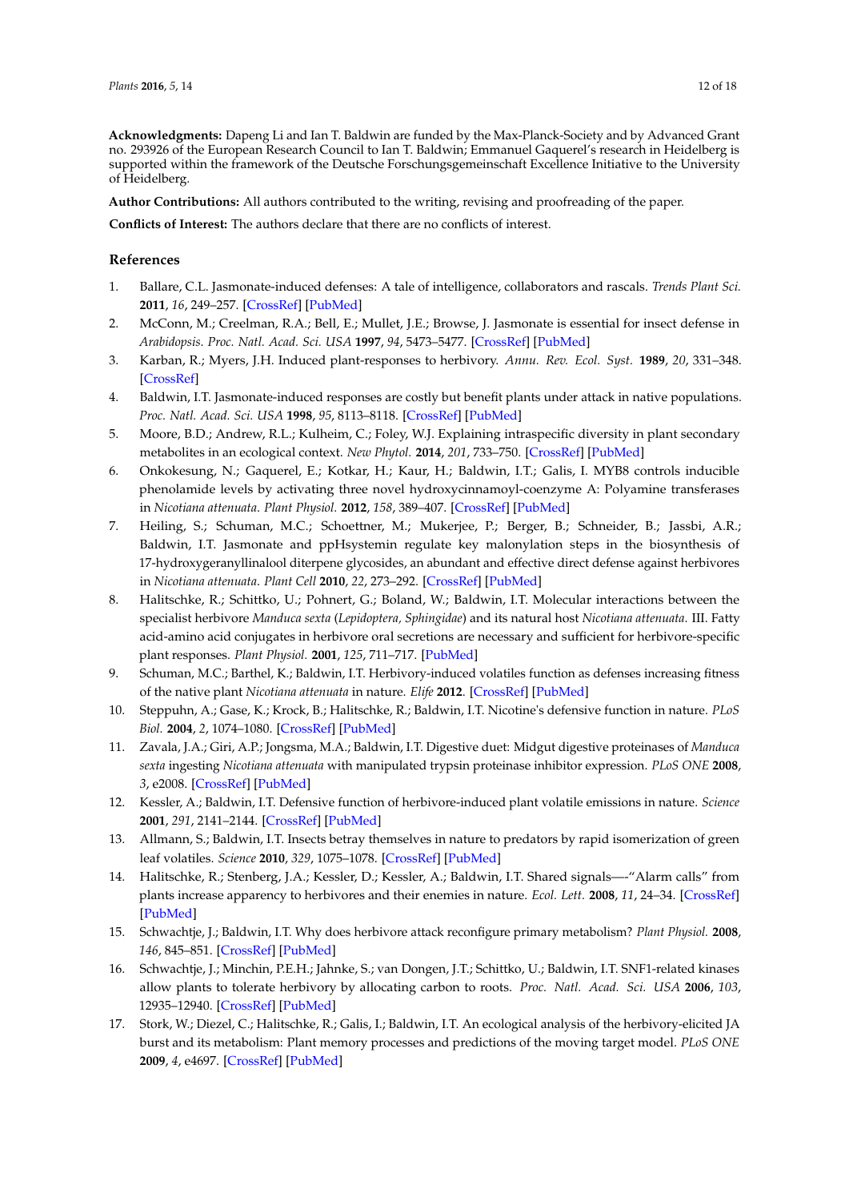**Acknowledgments:** Dapeng Li and Ian T. Baldwin are funded by the Max-Planck-Society and by Advanced Grant no. 293926 of the European Research Council to Ian T. Baldwin; Emmanuel Gaquerel's research in Heidelberg is supported within the framework of the Deutsche Forschungsgemeinschaft Excellence Initiative to the University of Heidelberg.

**Author Contributions:** All authors contributed to the writing, revising and proofreading of the paper.

**Conflicts of Interest:** The authors declare that there are no conflicts of interest.

## References

1. Ballare, C.L. Jasmonate-induced defenses: A tale of intelligence, collaborators and rascals. *Trends Plant Sci.* **2011**, *16*, 249–257. [CrossRef] [PubMed]
2. McConn, M.; Creelman, R.A.; Bell, E.; Mullet, J.E.; Browse, J. Jasmonate is essential for insect defense in *Arabidopsis*. *Proc. Natl. Acad. Sci. USA* **1997**, *94*, 5473–5477. [CrossRef] [PubMed]
3. Karban, R.; Myers, J.H. Induced plant-responses to herbivory. *Annu. Rev. Ecol. Syst.* **1989**, *20*, 331–348. [CrossRef]
4. Baldwin, I.T. Jasmonate-induced responses are costly but benefit plants under attack in native populations. *Proc. Natl. Acad. Sci. USA* **1998**, *95*, 8113–8118. [CrossRef] [PubMed]
5. Moore, B.D.; Andrew, R.L.; Kulheim, C.; Foley, W.J. Explaining intraspecific diversity in plant secondary metabolites in an ecological context. *New Phytol.* **2014**, *201*, 733–750. [CrossRef] [PubMed]
6. Onkokesung, N.; Gaquerel, E.; Kotkar, H.; Kaur, H.; Baldwin, I.T.; Galis, I. MYB8 controls inducible phenolamide levels by activating three novel hydroxycinnamoyl-coenzyme A: Polyamine transferases in *Nicotiana attenuata*. *Plant Physiol.* **2012**, *158*, 389–407. [CrossRef] [PubMed]
7. Heiling, S.; Schuman, M.C.; Schoettner, M.; Mukerjee, P.; Berger, B.; Schneider, B.; Jassbi, A.R.; Baldwin, I.T. Jasmonate and ppHsystemin regulate key malonylation steps in the biosynthesis of 17-hydroxygeranyllinalool diterpene glycosides, an abundant and effective direct defense against herbivores in *Nicotiana attenuata*. *Plant Cell* **2010**, *22*, 273–292. [CrossRef] [PubMed]
8. Halitschke, R.; Schittko, U.; Pohnert, G.; Boland, W.; Baldwin, I.T. Molecular interactions between the specialist herbivore *Manduca sexta* (*Lepidoptera, Sphingidae*) and its natural host *Nicotiana attenuata*. III. Fatty acid-amino acid conjugates in herbivore oral secretions are necessary and sufficient for herbivore-specific plant responses. *Plant Physiol.* **2001**, *125*, 711–717. [PubMed]
9. Schuman, M.C.; Barthel, K.; Baldwin, I.T. Herbivory-induced volatiles function as defenses increasing fitness of the native plant *Nicotiana attenuata* in nature. *Elife* **2012**. [CrossRef] [PubMed]
10. Steppuhn, A.; Gase, K.; Krock, B.; Halitschke, R.; Baldwin, I.T. Nicotine's defensive function in nature. *PLoS Biol.* **2004**, *2*, 1074–1080. [CrossRef] [PubMed]
11. Zavala, J.A.; Giri, A.P.; Jongsma, M.A.; Baldwin, I.T. Digestive duet: Midgut digestive proteinases of *Manduca sexta* ingesting *Nicotiana attenuata* with manipulated trypsin proteinase inhibitor expression. *PLoS ONE* **2008**, *3*, e2008. [CrossRef] [PubMed]
12. Kessler, A.; Baldwin, I.T. Defensive function of herbivore-induced plant volatile emissions in nature. *Science* **2001**, *291*, 2141–2144. [CrossRef] [PubMed]
13. Allmann, S.; Baldwin, I.T. Insects betray themselves in nature to predators by rapid isomerization of green leaf volatiles. *Science* **2010**, *329*, 1075–1078. [CrossRef] [PubMed]
14. Halitschke, R.; Stenberg, J.A.; Kessler, D.; Kessler, A.; Baldwin, I.T. Shared signals—-"Alarm calls" from plants increase apparency to herbivores and their enemies in nature. *Ecol. Lett.* **2008**, *11*, 24–34. [CrossRef] [PubMed]
15. Schwachtje, J.; Baldwin, I.T. Why does herbivore attack reconfigure primary metabolism? *Plant Physiol.* **2008**, *146*, 845–851. [CrossRef] [PubMed]
16. Schwachtje, J.; Minchin, P.E.H.; Jahnke, S.; van Dongen, J.T.; Schittko, U.; Baldwin, I.T. SNF1-related kinases allow plants to tolerate herbivory by allocating carbon to roots. *Proc. Natl. Acad. Sci. USA* **2006**, *103*, 12935–12940. [CrossRef] [PubMed]
17. Stork, W.; Diezel, C.; Halitschke, R.; Galis, I.; Baldwin, I.T. An ecological analysis of the herbivory-elicited JA burst and its metabolism: Plant memory processes and predictions of the moving target model. *PLoS ONE* **2009**, *4*, e4697. [CrossRef] [PubMed]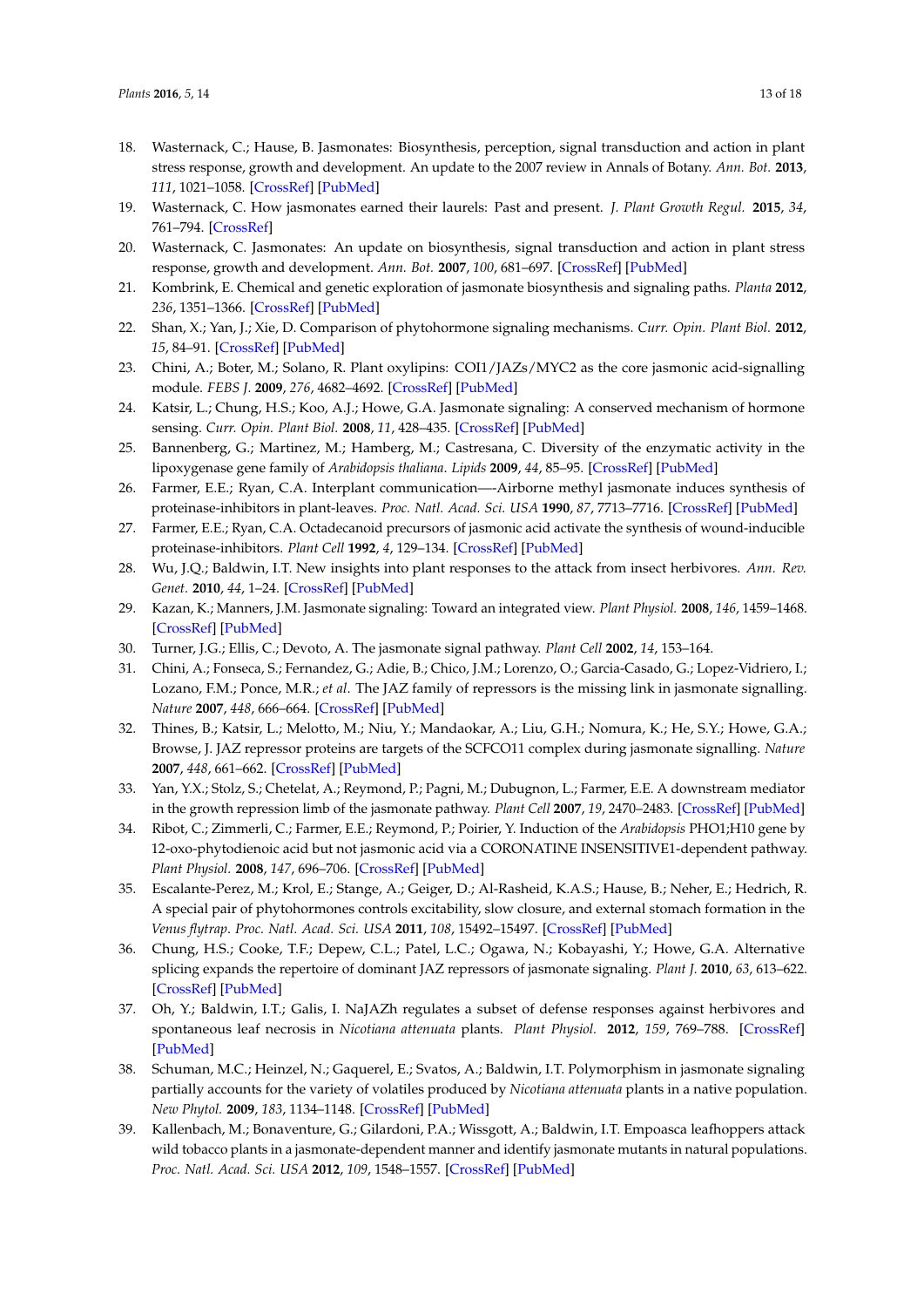18. Wasternack, C.; Hause, B. Jasmonates: Biosynthesis, perception, signal transduction and action in plant stress response, growth and development. An update to the 2007 review in Annals of Botany. *Ann. Bot.* **2013**, *111*, 1021–1058. [CrossRef] [PubMed]
19. Wasternack, C. How jasmonates earned their laurels: Past and present. *J. Plant Growth Regul.* **2015**, *34*, 761–794. [CrossRef]
20. Wasternack, C. Jasmonates: An update on biosynthesis, signal transduction and action in plant stress response, growth and development. *Ann. Bot.* **2007**, *100*, 681–697. [CrossRef] [PubMed]
21. Kombrink, E. Chemical and genetic exploration of jasmonate biosynthesis and signaling paths. *Planta* **2012**, *236*, 1351–1366. [CrossRef] [PubMed]
22. Shan, X.; Yan, J.; Xie, D. Comparison of phytohormone signaling mechanisms. *Curr. Opin. Plant Biol.* **2012**, *15*, 84–91. [CrossRef] [PubMed]
23. Chini, A.; Boter, M.; Solano, R. Plant oxylipins: COI1/JAZs/MYC2 as the core jasmonic acid-signalling module. *FEBS J.* **2009**, *276*, 4682–4692. [CrossRef] [PubMed]
24. Katsir, L.; Chung, H.S.; Koo, A.J.; Howe, G.A. Jasmonate signaling: A conserved mechanism of hormone sensing. *Curr. Opin. Plant Biol.* **2008**, *11*, 428–435. [CrossRef] [PubMed]
25. Bannenberg, G.; Martinez, M.; Hamberg, M.; Castresana, C. Diversity of the enzymatic activity in the lipoxygenase gene family of *Arabidopsis thaliana*. *Lipids* **2009**, *44*, 85–95. [CrossRef] [PubMed]
26. Farmer, E.E.; Ryan, C.A. Interplant communication—-Airborne methyl jasmonate induces synthesis of proteinase-inhibitors in plant-leaves. *Proc. Natl. Acad. Sci. USA* **1990**, *87*, 7713–7716. [CrossRef] [PubMed]
27. Farmer, E.E.; Ryan, C.A. Octadecanoid precursors of jasmonic acid activate the synthesis of wound-inducible proteinase-inhibitors. *Plant Cell* **1992**, *4*, 129–134. [CrossRef] [PubMed]
28. Wu, J.Q.; Baldwin, I.T. New insights into plant responses to the attack from insect herbivores. *Ann. Rev. Genet.* **2010**, *44*, 1–24. [CrossRef] [PubMed]
29. Kazan, K.; Manners, J.M. Jasmonate signaling: Toward an integrated view. *Plant Physiol.* **2008**, *146*, 1459–1468. [CrossRef] [PubMed]
30. Turner, J.G.; Ellis, C.; Devoto, A. The jasmonate signal pathway. *Plant Cell* **2002**, *14*, 153–164.
31. Chini, A.; Fonseca, S.; Fernandez, G.; Adie, B.; Chico, J.M.; Lorenzo, O.; Garcia-Casado, G.; Lopez-Vidriero, I.; Lozano, F.M.; Ponce, M.R.; *et al*. The JAZ family of repressors is the missing link in jasmonate signalling. *Nature* **2007**, *448*, 666–664. [CrossRef] [PubMed]
32. Thines, B.; Katsir, L.; Melotto, M.; Niu, Y.; Mandaokar, A.; Liu, G.H.; Nomura, K.; He, S.Y.; Howe, G.A.; Browse, J. JAZ repressor proteins are targets of the SCFCO11 complex during jasmonate signalling. *Nature* **2007**, *448*, 661–662. [CrossRef] [PubMed]
33. Yan, Y.X.; Stolz, S.; Chetelat, A.; Reymond, P.; Pagni, M.; Dubugnon, L.; Farmer, E.E. A downstream mediator in the growth repression limb of the jasmonate pathway. *Plant Cell* **2007**, *19*, 2470–2483. [CrossRef] [PubMed]
34. Ribot, C.; Zimmerli, C.; Farmer, E.E.; Reymond, P.; Poirier, Y. Induction of the *Arabidopsis* PHO1;H10 gene by 12-oxo-phytodienoic acid but not jasmonic acid via a CORONATINE INSENSITIVE1-dependent pathway. *Plant Physiol.* **2008**, *147*, 696–706. [CrossRef] [PubMed]
35. Escalante-Perez, M.; Krol, E.; Stange, A.; Geiger, D.; Al-Rasheid, K.A.S.; Hause, B.; Neher, E.; Hedrich, R. A special pair of phytohormones controls excitability, slow closure, and external stomach formation in the *Venus flytrap*. *Proc. Natl. Acad. Sci. USA* **2011**, *108*, 15492–15497. [CrossRef] [PubMed]
36. Chung, H.S.; Cooke, T.F.; Depew, C.L.; Patel, L.C.; Ogawa, N.; Kobayashi, Y.; Howe, G.A. Alternative splicing expands the repertoire of dominant JAZ repressors of jasmonate signaling. *Plant J.* **2010**, *63*, 613–622. [CrossRef] [PubMed]
37. Oh, Y.; Baldwin, I.T.; Galis, I. NaJAZh regulates a subset of defense responses against herbivores and spontaneous leaf necrosis in *Nicotiana attenuata* plants. *Plant Physiol.* **2012**, *159*, 769–788. [CrossRef] [PubMed]
38. Schuman, M.C.; Heinzel, N.; Gaquerel, E.; Svatos, A.; Baldwin, I.T. Polymorphism in jasmonate signaling partially accounts for the variety of volatiles produced by *Nicotiana attenuata* plants in a native population. *New Phytol.* **2009**, *183*, 1134–1148. [CrossRef] [PubMed]
39. Kallenbach, M.; Bonaventure, G.; Gilardoni, P.A.; Wissgott, A.; Baldwin, I.T. Empoasca leafhoppers attack wild tobacco plants in a jasmonate-dependent manner and identify jasmonate mutants in natural populations. *Proc. Natl. Acad. Sci. USA* **2012**, *109*, 1548–1557. [CrossRef] [PubMed]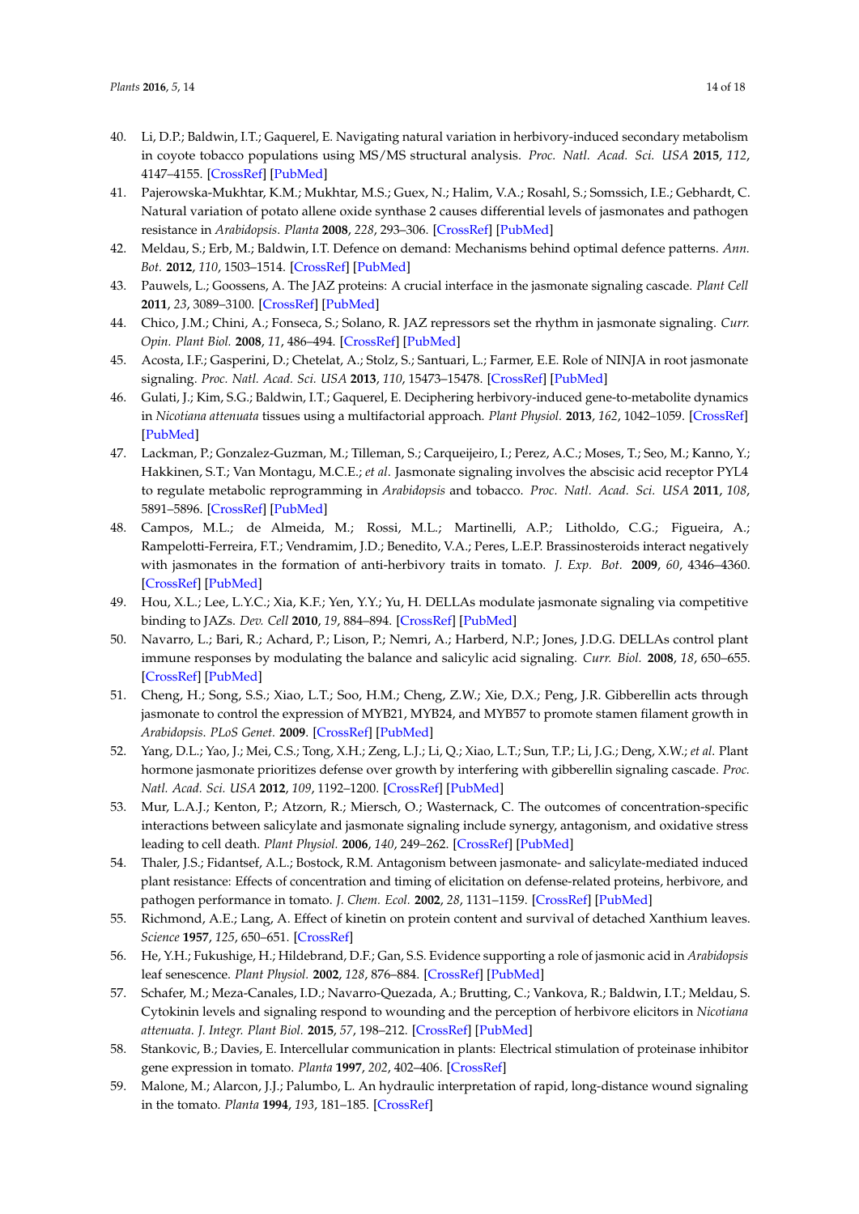40. Li, D.P.; Baldwin, I.T.; Gaquerel, E. Navigating natural variation in herbivory-induced secondary metabolism in coyote tobacco populations using MS/MS structural analysis. *Proc. Natl. Acad. Sci. USA* **2015**, *112*, 4147–4155. [CrossRef] [PubMed]
41. Pajerowska-Mukhtar, K.M.; Mukhtar, M.S.; Guex, N.; Halim, V.A.; Rosahl, S.; Somssich, I.E.; Gebhardt, C. Natural variation of potato allene oxide synthase 2 causes differential levels of jasmonates and pathogen resistance in *Arabidopsis*. *Planta* **2008**, *228*, 293–306. [CrossRef] [PubMed]
42. Meldau, S.; Erb, M.; Baldwin, I.T. Defence on demand: Mechanisms behind optimal defence patterns. *Ann. Bot.* **2012**, *110*, 1503–1514. [CrossRef] [PubMed]
43. Pauwels, L.; Goossens, A. The JAZ proteins: A crucial interface in the jasmonate signaling cascade. *Plant Cell* **2011**, *23*, 3089–3100. [CrossRef] [PubMed]
44. Chico, J.M.; Chini, A.; Fonseca, S.; Solano, R. JAZ repressors set the rhythm in jasmonate signaling. *Curr. Opin. Plant Biol.* **2008**, *11*, 486–494. [CrossRef] [PubMed]
45. Acosta, I.F.; Gasperini, D.; Chetelat, A.; Stolz, S.; Santuari, L.; Farmer, E.E. Role of NINJA in root jasmonate signaling. *Proc. Natl. Acad. Sci. USA* **2013**, *110*, 15473–15478. [CrossRef] [PubMed]
46. Gulati, J.; Kim, S.G.; Baldwin, I.T.; Gaquerel, E. Deciphering herbivory-induced gene-to-metabolite dynamics in *Nicotiana attenuata* tissues using a multifactorial approach. *Plant Physiol.* **2013**, *162*, 1042–1059. [CrossRef] [PubMed]
47. Lackman, P.; Gonzalez-Guzman, M.; Tilleman, S.; Carqueijeiro, I.; Perez, A.C.; Moses, T.; Seo, M.; Kanno, Y.; Hakkinen, S.T.; Van Montagu, M.C.E.; *et al*. Jasmonate signaling involves the abscisic acid receptor PYL4 to regulate metabolic reprogramming in *Arabidopsis* and tobacco. *Proc. Natl. Acad. Sci. USA* **2011**, *108*, 5891–5896. [CrossRef] [PubMed]
48. Campos, M.L.; de Almeida, M.; Rossi, M.L.; Martinelli, A.P.; Litholdo, C.G.; Figueira, A.; Rampelotti-Ferreira, F.T.; Vendramim, J.D.; Benedito, V.A.; Peres, L.E.P. Brassinosteroids interact negatively with jasmonates in the formation of anti-herbivory traits in tomato. *J. Exp. Bot.* **2009**, *60*, 4346–4360. [CrossRef] [PubMed]
49. Hou, X.L.; Lee, L.Y.C.; Xia, K.F.; Yen, Y.Y.; Yu, H. DELLAs modulate jasmonate signaling via competitive binding to JAZs. *Dev. Cell* **2010**, *19*, 884–894. [CrossRef] [PubMed]
50. Navarro, L.; Bari, R.; Achard, P.; Lison, P.; Nemri, A.; Harberd, N.P.; Jones, J.D.G. DELLAs control plant immune responses by modulating the balance and salicylic acid signaling. *Curr. Biol.* **2008**, *18*, 650–655. [CrossRef] [PubMed]
51. Cheng, H.; Song, S.S.; Xiao, L.T.; Soo, H.M.; Cheng, Z.W.; Xie, D.X.; Peng, J.R. Gibberellin acts through jasmonate to control the expression of MYB21, MYB24, and MYB57 to promote stamen filament growth in *Arabidopsis*. *PLoS Genet.* **2009**. [CrossRef] [PubMed]
52. Yang, D.L.; Yao, J.; Mei, C.S.; Tong, X.H.; Zeng, L.J.; Li, Q.; Xiao, L.T.; Sun, T.P.; Li, J.G.; Deng, X.W.; *et al*. Plant hormone jasmonate prioritizes defense over growth by interfering with gibberellin signaling cascade. *Proc. Natl. Acad. Sci. USA* **2012**, *109*, 1192–1200. [CrossRef] [PubMed]
53. Mur, L.A.J.; Kenton, P.; Atzorn, R.; Miersch, O.; Wasternack, C. The outcomes of concentration-specific interactions between salicylate and jasmonate signaling include synergy, antagonism, and oxidative stress leading to cell death. *Plant Physiol.* **2006**, *140*, 249–262. [CrossRef] [PubMed]
54. Thaler, J.S.; Fidantsef, A.L.; Bostock, R.M. Antagonism between jasmonate- and salicylate-mediated induced plant resistance: Effects of concentration and timing of elicitation on defense-related proteins, herbivore, and pathogen performance in tomato. *J. Chem. Ecol.* **2002**, *28*, 1131–1159. [CrossRef] [PubMed]
55. Richmond, A.E.; Lang, A. Effect of kinetin on protein content and survival of detached Xanthium leaves. *Science* **1957**, *125*, 650–651. [CrossRef]
56. He, Y.H.; Fukushige, H.; Hildebrand, D.F.; Gan, S.S. Evidence supporting a role of jasmonic acid in *Arabidopsis* leaf senescence. *Plant Physiol.* **2002**, *128*, 876–884. [CrossRef] [PubMed]
57. Schafer, M.; Meza-Canales, I.D.; Navarro-Quezada, A.; Brutting, C.; Vankova, R.; Baldwin, I.T.; Meldau, S. Cytokinin levels and signaling respond to wounding and the perception of herbivore elicitors in *Nicotiana attenuata*. *J. Integr. Plant Biol.* **2015**, *57*, 198–212. [CrossRef] [PubMed]
58. Stankovic, B.; Davies, E. Intercellular communication in plants: Electrical stimulation of proteinase inhibitor gene expression in tomato. *Planta* **1997**, *202*, 402–406. [CrossRef]
59. Malone, M.; Alarcon, J.J.; Palumbo, L. An hydraulic interpretation of rapid, long-distance wound signaling in the tomato. *Planta* **1994**, *193*, 181–185. [CrossRef]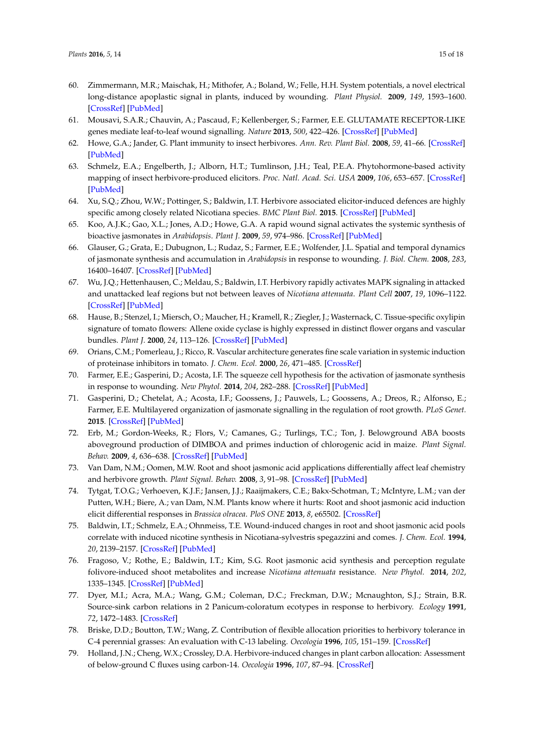60. Zimmermann, M.R.; Maischak, H.; Mithofer, A.; Boland, W.; Felle, H.H. System potentials, a novel electrical long-distance apoplastic signal in plants, induced by wounding. *Plant Physiol.* **2009**, *149*, 1593–1600. [CrossRef] [PubMed]
61. Mousavi, S.A.R.; Chauvin, A.; Pascaud, F.; Kellenberger, S.; Farmer, E.E. GLUTAMATE RECEPTOR-LIKE genes mediate leaf-to-leaf wound signalling. *Nature* **2013**, *500*, 422–426. [CrossRef] [PubMed]
62. Howe, G.A.; Jander, G. Plant immunity to insect herbivores. *Ann. Rev. Plant Biol.* **2008**, *59*, 41–66. [CrossRef] [PubMed]
63. Schmelz, E.A.; Engelberth, J.; Alborn, H.T.; Tumlinson, J.H.; Teal, P.E.A. Phytohormone-based activity mapping of insect herbivore-produced elicitors. *Proc. Natl. Acad. Sci. USA* **2009**, *106*, 653–657. [CrossRef] [PubMed]
64. Xu, S.Q.; Zhou, W.W.; Pottinger, S.; Baldwin, I.T. Herbivore associated elicitor-induced defences are highly specific among closely related Nicotiana species. *BMC Plant Biol.* **2015**. [CrossRef] [PubMed]
65. Koo, A.J.K.; Gao, X.L.; Jones, A.D.; Howe, G.A. A rapid wound signal activates the systemic synthesis of bioactive jasmonates in *Arabidopsis*. *Plant J.* **2009**, *59*, 974–986. [CrossRef] [PubMed]
66. Glauser, G.; Grata, E.; Dubugnon, L.; Rudaz, S.; Farmer, E.E.; Wolfender, J.L. Spatial and temporal dynamics of jasmonate synthesis and accumulation in *Arabidopsis* in response to wounding. *J. Biol. Chem.* **2008**, *283*, 16400–16407. [CrossRef] [PubMed]
67. Wu, J.Q.; Hettenhausen, C.; Meldau, S.; Baldwin, I.T. Herbivory rapidly activates MAPK signaling in attacked and unattacked leaf regions but not between leaves of *Nicotiana attenuata*. *Plant Cell* **2007**, *19*, 1096–1122. [CrossRef] [PubMed]
68. Hause, B.; Stenzel, I.; Miersch, O.; Maucher, H.; Kramell, R.; Ziegler, J.; Wasternack, C. Tissue-specific oxylipin signature of tomato flowers: Allene oxide cyclase is highly expressed in distinct flower organs and vascular bundles. *Plant J.* **2000**, *24*, 113–126. [CrossRef] [PubMed]
69. Orians, C.M.; Pomerleau, J.; Ricco, R. Vascular architecture generates fine scale variation in systemic induction of proteinase inhibitors in tomato. *J. Chem. Ecol.* **2000**, *26*, 471–485. [CrossRef]
70. Farmer, E.E.; Gasperini, D.; Acosta, I.F. The squeeze cell hypothesis for the activation of jasmonate synthesis in response to wounding. *New Phytol.* **2014**, *204*, 282–288. [CrossRef] [PubMed]
71. Gasperini, D.; Chetelat, A.; Acosta, I.F.; Goossens, J.; Pauwels, L.; Goossens, A.; Dreos, R.; Alfonso, E.; Farmer, E.E. Multilayered organization of jasmonate signalling in the regulation of root growth. *PLoS Genet.* **2015**. [CrossRef] [PubMed]
72. Erb, M.; Gordon-Weeks, R.; Flors, V.; Camanes, G.; Turlings, T.C.; Ton, J. Belowground ABA boosts aboveground production of DIMBOA and primes induction of chlorogenic acid in maize. *Plant Signal. Behav.* **2009**, *4*, 636–638. [CrossRef] [PubMed]
73. Van Dam, N.M.; Oomen, M.W. Root and shoot jasmonic acid applications differentially affect leaf chemistry and herbivore growth. *Plant Signal. Behav.* **2008**, *3*, 91–98. [CrossRef] [PubMed]
74. Tytgat, T.O.G.; Verhoeven, K.J.F.; Jansen, J.J.; Raaijmakers, C.E.; Bakx-Schotman, T.; McIntyre, L.M.; van der Putten, W.H.; Biere, A.; van Dam, N.M. Plants know where it hurts: Root and shoot jasmonic acid induction elicit differential responses in *Brassica olracea*. *PloS ONE* **2013**, *8*, e65502. [CrossRef]
75. Baldwin, I.T.; Schmelz, E.A.; Ohnmeiss, T.E. Wound-induced changes in root and shoot jasmonic acid pools correlate with induced nicotine synthesis in Nicotiana-sylvestris spegazzini and comes. *J. Chem. Ecol.* **1994**, *20*, 2139–2157. [CrossRef] [PubMed]
76. Fragoso, V.; Rothe, E.; Baldwin, I.T.; Kim, S.G. Root jasmonic acid synthesis and perception regulate folivore-induced shoot metabolites and increase *Nicotiana attenuata* resistance. *New Phytol.* **2014**, *202*, 1335–1345. [CrossRef] [PubMed]
77. Dyer, M.I.; Acra, M.A.; Wang, G.M.; Coleman, D.C.; Freckman, D.W.; Mcnaughton, S.J.; Strain, B.R. Source-sink carbon relations in 2 Panicum-coloratum ecotypes in response to herbivory. *Ecology* **1991**, *72*, 1472–1483. [CrossRef]
78. Briske, D.D.; Boutton, T.W.; Wang, Z. Contribution of flexible allocation priorities to herbivory tolerance in C-4 perennial grasses: An evaluation with C-13 labeling. *Oecologia* **1996**, *105*, 151–159. [CrossRef]
79. Holland, J.N.; Cheng, W.X.; Crossley, D.A. Herbivore-induced changes in plant carbon allocation: Assessment of below-ground C fluxes using carbon-14. *Oecologia* **1996**, *107*, 87–94. [CrossRef]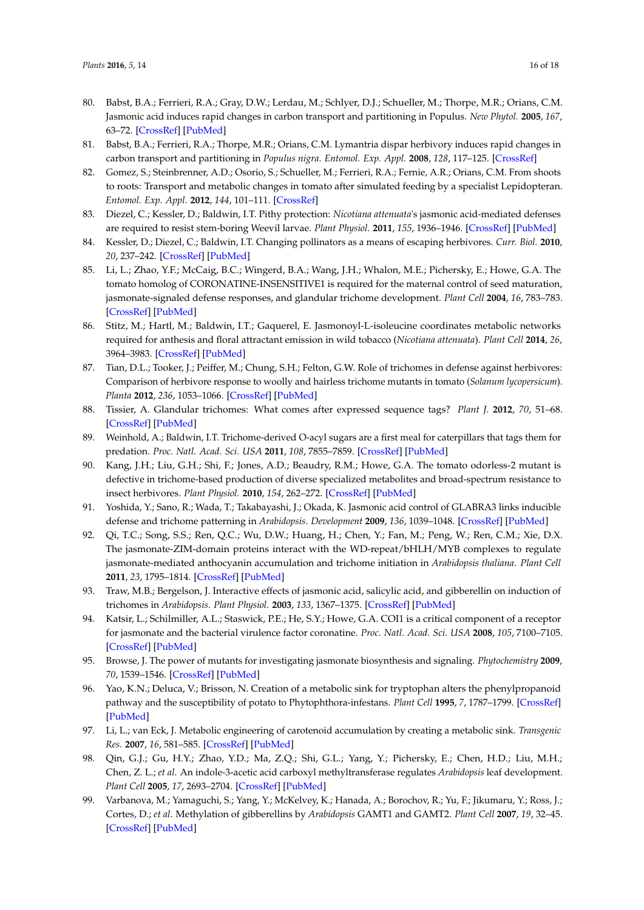80. Babst, B.A.; Ferrieri, R.A.; Gray, D.W.; Lerdau, M.; Schlyer, D.J.; Schueller, M.; Thorpe, M.R.; Orians, C.M. Jasmonic acid induces rapid changes in carbon transport and partitioning in Populus. *New Phytol.* **2005**, *167*, 63–72. [CrossRef] [PubMed]
81. Babst, B.A.; Ferrieri, R.A.; Thorpe, M.R.; Orians, C.M. Lymantria dispar herbivory induces rapid changes in carbon transport and partitioning in *Populus nigra*. *Entomol. Exp. Appl.* **2008**, *128*, 117–125. [CrossRef]
82. Gomez, S.; Steinbrenner, A.D.; Osorio, S.; Schueller, M.; Ferrieri, R.A.; Fernie, A.R.; Orians, C.M. From shoots to roots: Transport and metabolic changes in tomato after simulated feeding by a specialist Lepidopteran. *Entomol. Exp. Appl.* **2012**, *144*, 101–111. [CrossRef]
83. Diezel, C.; Kessler, D.; Baldwin, I.T. Pithy protection: *Nicotiana attenuata*'s jasmonic acid-mediated defenses are required to resist stem-boring Weevil larvae. *Plant Physiol.* **2011**, *155*, 1936–1946. [CrossRef] [PubMed]
84. Kessler, D.; Diezel, C.; Baldwin, I.T. Changing pollinators as a means of escaping herbivores. *Curr. Biol.* **2010**, *20*, 237–242. [CrossRef] [PubMed]
85. Li, L.; Zhao, Y.F.; McCaig, B.C.; Wingerd, B.A.; Wang, J.H.; Whalon, M.E.; Pichersky, E.; Howe, G.A. The tomato homolog of CORONATINE-INSENSITIVE1 is required for the maternal control of seed maturation, jasmonate-signaled defense responses, and glandular trichome development. *Plant Cell* **2004**, *16*, 783–783. [CrossRef] [PubMed]
86. Stitz, M.; Hartl, M.; Baldwin, I.T.; Gaquerel, E. Jasmonoyl-L-isoleucine coordinates metabolic networks required for anthesis and floral attractant emission in wild tobacco (*Nicotiana attenuata*). *Plant Cell* **2014**, *26*, 3964–3983. [CrossRef] [PubMed]
87. Tian, D.L.; Tooker, J.; Peiffer, M.; Chung, S.H.; Felton, G.W. Role of trichomes in defense against herbivores: Comparison of herbivore response to woolly and hairless trichome mutants in tomato (*Solanum lycopersicum*). *Planta* **2012**, *236*, 1053–1066. [CrossRef] [PubMed]
88. Tissier, A. Glandular trichomes: What comes after expressed sequence tags? *Plant J.* **2012**, *70*, 51–68. [CrossRef] [PubMed]
89. Weinhold, A.; Baldwin, I.T. Trichome-derived O-acyl sugars are a first meal for caterpillars that tags them for predation. *Proc. Natl. Acad. Sci. USA* **2011**, *108*, 7855–7859. [CrossRef] [PubMed]
90. Kang, J.H.; Liu, G.H.; Shi, F.; Jones, A.D.; Beaudry, R.M.; Howe, G.A. The tomato odorless-2 mutant is defective in trichome-based production of diverse specialized metabolites and broad-spectrum resistance to insect herbivores. *Plant Physiol.* **2010**, *154*, 262–272. [CrossRef] [PubMed]
91. Yoshida, Y.; Sano, R.; Wada, T.; Takabayashi, J.; Okada, K. Jasmonic acid control of GLABRA3 links inducible defense and trichome patterning in *Arabidopsis*. *Development* **2009**, *136*, 1039–1048. [CrossRef] [PubMed]
92. Qi, T.C.; Song, S.S.; Ren, Q.C.; Wu, D.W.; Huang, H.; Chen, Y.; Fan, M.; Peng, W.; Ren, C.M.; Xie, D.X. The jasmonate-ZIM-domain proteins interact with the WD-repeat/bHLH/MYB complexes to regulate jasmonate-mediated anthocyanin accumulation and trichome initiation in *Arabidopsis thaliana*. *Plant Cell* **2011**, *23*, 1795–1814. [CrossRef] [PubMed]
93. Traw, M.B.; Bergelson, J. Interactive effects of jasmonic acid, salicylic acid, and gibberellin on induction of trichomes in *Arabidopsis*. *Plant Physiol.* **2003**, *133*, 1367–1375. [CrossRef] [PubMed]
94. Katsir, L.; Schilmiller, A.L.; Staswick, P.E.; He, S.Y.; Howe, G.A. COI1 is a critical component of a receptor for jasmonate and the bacterial virulence factor coronatine. *Proc. Natl. Acad. Sci. USA* **2008**, *105*, 7100–7105. [CrossRef] [PubMed]
95. Browse, J. The power of mutants for investigating jasmonate biosynthesis and signaling. *Phytochemistry* **2009**, *70*, 1539–1546. [CrossRef] [PubMed]
96. Yao, K.N.; Deluca, V.; Brisson, N. Creation of a metabolic sink for tryptophan alters the phenylpropanoid pathway and the susceptibility of potato to Phytophthora-infestans. *Plant Cell* **1995**, *7*, 1787–1799. [CrossRef] [PubMed]
97. Li, L.; van Eck, J. Metabolic engineering of carotenoid accumulation by creating a metabolic sink. *Transgenic Res.* **2007**, *16*, 581–585. [CrossRef] [PubMed]
98. Qin, G.J.; Gu, H.Y.; Zhao, Y.D.; Ma, Z.Q.; Shi, G.L.; Yang, Y.; Pichersky, E.; Chen, H.D.; Liu, M.H.; Chen, Z. L.; *et al.* An indole-3-acetic acid carboxyl methyltransferase regulates *Arabidopsis* leaf development. *Plant Cell* **2005**, *17*, 2693–2704. [CrossRef] [PubMed]
99. Varbanova, M.; Yamaguchi, S.; Yang, Y.; McKelvey, K.; Hanada, A.; Borochov, R.; Yu, F.; Jikumaru, Y.; Ross, J.; Cortes, D.; *et al.* Methylation of gibberellins by *Arabidopsis* GAMT1 and GAMT2. *Plant Cell* **2007**, *19*, 32–45. [CrossRef] [PubMed]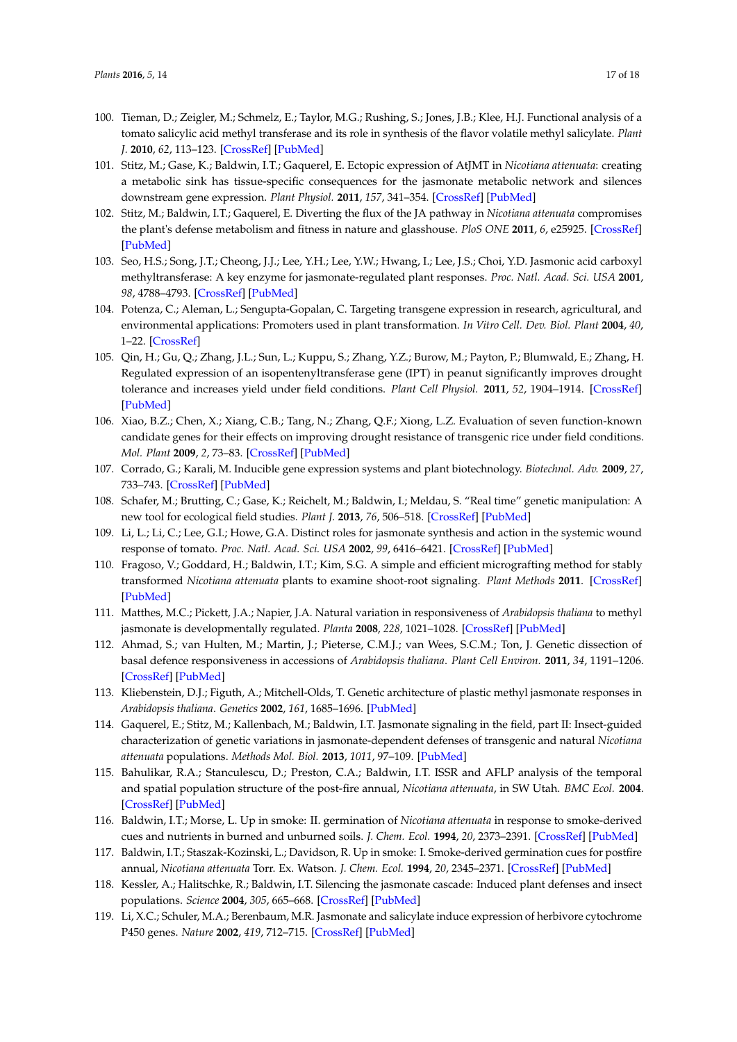100. Tieman, D.; Zeigler, M.; Schmelz, E.; Taylor, M.G.; Rushing, S.; Jones, J.B.; Klee, H.J. Functional analysis of a tomato salicylic acid methyl transferase and its role in synthesis of the flavor volatile methyl salicylate. *Plant J.* **2010**, *62*, 113–123. [CrossRef] [PubMed]
101. Stitz, M.; Gase, K.; Baldwin, I.T.; Gaquerel, E. Ectopic expression of AtJMT in *Nicotiana attenuata*: creating a metabolic sink has tissue-specific consequences for the jasmonate metabolic network and silences downstream gene expression. *Plant Physiol.* **2011**, *157*, 341–354. [CrossRef] [PubMed]
102. Stitz, M.; Baldwin, I.T.; Gaquerel, E. Diverting the flux of the JA pathway in *Nicotiana attenuata* compromises the plant's defense metabolism and fitness in nature and glasshouse. *PloS ONE* **2011**, *6*, e25925. [CrossRef] [PubMed]
103. Seo, H.S.; Song, J.T.; Cheong, J.J.; Lee, Y.H.; Lee, Y.W.; Hwang, I.; Lee, J.S.; Choi, Y.D. Jasmonic acid carboxyl methyltransferase: A key enzyme for jasmonate-regulated plant responses. *Proc. Natl. Acad. Sci. USA* **2001**, *98*, 4788–4793. [CrossRef] [PubMed]
104. Potenza, C.; Aleman, L.; Sengupta-Gopalan, C. Targeting transgene expression in research, agricultural, and environmental applications: Promoters used in plant transformation. *In Vitro Cell. Dev. Biol. Plant* **2004**, *40*, 1–22. [CrossRef]
105. Qin, H.; Gu, Q.; Zhang, J.L.; Sun, L.; Kuppu, S.; Zhang, Y.Z.; Burow, M.; Payton, P.; Blumwald, E.; Zhang, H. Regulated expression of an isopentenyltransferase gene (IPT) in peanut significantly improves drought tolerance and increases yield under field conditions. *Plant Cell Physiol.* **2011**, *52*, 1904–1914. [CrossRef] [PubMed]
106. Xiao, B.Z.; Chen, X.; Xiang, C.B.; Tang, N.; Zhang, Q.F.; Xiong, L.Z. Evaluation of seven function-known candidate genes for their effects on improving drought resistance of transgenic rice under field conditions. *Mol. Plant* **2009**, *2*, 73–83. [CrossRef] [PubMed]
107. Corrado, G.; Karali, M. Inducible gene expression systems and plant biotechnology. *Biotechnol. Adv.* **2009**, *27*, 733–743. [CrossRef] [PubMed]
108. Schafer, M.; Brutting, C.; Gase, K.; Reichelt, M.; Baldwin, I.; Meldau, S. "Real time" genetic manipulation: A new tool for ecological field studies. *Plant J.* **2013**, *76*, 506–518. [CrossRef] [PubMed]
109. Li, L.; Li, C.; Lee, G.I.; Howe, G.A. Distinct roles for jasmonate synthesis and action in the systemic wound response of tomato. *Proc. Natl. Acad. Sci. USA* **2002**, *99*, 6416–6421. [CrossRef] [PubMed]
110. Fragoso, V.; Goddard, H.; Baldwin, I.T.; Kim, S.G. A simple and efficient micrografting method for stably transformed *Nicotiana attenuata* plants to examine shoot-root signaling. *Plant Methods* **2011**. [CrossRef] [PubMed]
111. Matthes, M.C.; Pickett, J.A.; Napier, J.A. Natural variation in responsiveness of *Arabidopsis thaliana* to methyl jasmonate is developmentally regulated. *Planta* **2008**, *228*, 1021–1028. [CrossRef] [PubMed]
112. Ahmad, S.; van Hulten, M.; Martin, J.; Pieterse, C.M.J.; van Wees, S.C.M.; Ton, J. Genetic dissection of basal defence responsiveness in accessions of *Arabidopsis thaliana*. *Plant Cell Environ.* **2011**, *34*, 1191–1206. [CrossRef] [PubMed]
113. Kliebenstein, D.J.; Figuth, A.; Mitchell-Olds, T. Genetic architecture of plastic methyl jasmonate responses in *Arabidopsis thaliana*. *Genetics* **2002**, *161*, 1685–1696. [PubMed]
114. Gaquerel, E.; Stitz, M.; Kallenbach, M.; Baldwin, I.T. Jasmonate signaling in the field, part II: Insect-guided characterization of genetic variations in jasmonate-dependent defenses of transgenic and natural *Nicotiana attenuata* populations. *Methods Mol. Biol.* **2013**, *1011*, 97–109. [PubMed]
115. Bahulikar, R.A.; Stanculescu, D.; Preston, C.A.; Baldwin, I.T. ISSR and AFLP analysis of the temporal and spatial population structure of the post-fire annual, *Nicotiana attenuata*, in SW Utah. *BMC Ecol.* **2004**. [CrossRef] [PubMed]
116. Baldwin, I.T.; Morse, L. Up in smoke: II. germination of *Nicotiana attenuata* in response to smoke-derived cues and nutrients in burned and unburned soils. *J. Chem. Ecol.* **1994**, *20*, 2373–2391. [CrossRef] [PubMed]
117. Baldwin, I.T.; Staszak-Kozinski, L.; Davidson, R. Up in smoke: I. Smoke-derived germination cues for postfire annual, *Nicotiana attenuata* Torr. Ex. Watson. *J. Chem. Ecol.* **1994**, *20*, 2345–2371. [CrossRef] [PubMed]
118. Kessler, A.; Halitschke, R.; Baldwin, I.T. Silencing the jasmonate cascade: Induced plant defenses and insect populations. *Science* **2004**, *305*, 665–668. [CrossRef] [PubMed]
119. Li, X.C.; Schuler, M.A.; Berenbaum, M.R. Jasmonate and salicylate induce expression of herbivore cytochrome P450 genes. *Nature* **2002**, *419*, 712–715. [CrossRef] [PubMed]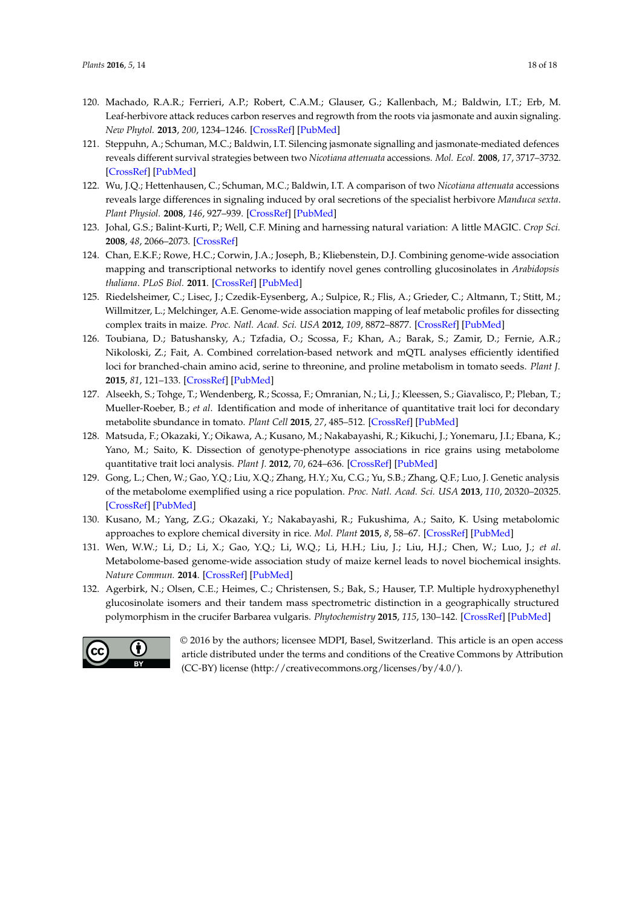120. Machado, R.A.R.; Ferrieri, A.P.; Robert, C.A.M.; Glauser, G.; Kallenbach, M.; Baldwin, I.T.; Erb, M. Leaf-herbivore attack reduces carbon reserves and regrowth from the roots via jasmonate and auxin signaling. *New Phytol.* **2013**, *200*, 1234–1246. [CrossRef] [PubMed]
121. Steppuhn, A.; Schuman, M.C.; Baldwin, I.T. Silencing jasmonate signalling and jasmonate-mediated defences reveals different survival strategies between two *Nicotiana attenuata* accessions. *Mol. Ecol.* **2008**, *17*, 3717–3732. [CrossRef] [PubMed]
122. Wu, J.Q.; Hettenhausen, C.; Schuman, M.C.; Baldwin, I.T. A comparison of two *Nicotiana attenuata* accessions reveals large differences in signaling induced by oral secretions of the specialist herbivore *Manduca sexta*. *Plant Physiol.* **2008**, *146*, 927–939. [CrossRef] [PubMed]
123. Johal, G.S.; Balint-Kurti, P.; Well, C.F. Mining and harnessing natural variation: A little MAGIC. *Crop Sci.* **2008**, *48*, 2066–2073. [CrossRef]
124. Chan, E.K.F.; Rowe, H.C.; Corwin, J.A.; Joseph, B.; Kliebenstein, D.J. Combining genome-wide association mapping and transcriptional networks to identify novel genes controlling glucosinolates in *Arabidopsis thaliana*. *PLoS Biol.* **2011**. [CrossRef] [PubMed]
125. Riedelsheimer, C.; Lisec, J.; Czedik-Eysenberg, A.; Sulpice, R.; Flis, A.; Grieder, C.; Altmann, T.; Stitt, M.; Willmitzer, L.; Melchinger, A.E. Genome-wide association mapping of leaf metabolic profiles for dissecting complex traits in maize. *Proc. Natl. Acad. Sci. USA* **2012**, *109*, 8872–8877. [CrossRef] [PubMed]
126. Toubiana, D.; Batushansky, A.; Tzfadia, O.; Scossa, F.; Khan, A.; Barak, S.; Zamir, D.; Fernie, A.R.; Nikoloski, Z.; Fait, A. Combined correlation-based network and mQTL analyses efficiently identified loci for branched-chain amino acid, serine to threonine, and proline metabolism in tomato seeds. *Plant J.* **2015**, *81*, 121–133. [CrossRef] [PubMed]
127. Alseekh, S.; Tohge, T.; Wendenberg, R.; Scossa, F.; Omranian, N.; Li, J.; Kleessen, S.; Giavalisco, P.; Pleban, T.; Mueller-Roeber, B.; *et al*. Identification and mode of inheritance of quantitative trait loci for decondary metabolite sbundance in tomato. *Plant Cell* **2015**, *27*, 485–512. [CrossRef] [PubMed]
128. Matsuda, F.; Okazaki, Y.; Oikawa, A.; Kusano, M.; Nakabayashi, R.; Kikuchi, J.; Yonemaru, J.I.; Ebana, K.; Yano, M.; Saito, K. Dissection of genotype-phenotype associations in rice grains using metabolome quantitative trait loci analysis. *Plant J.* **2012**, *70*, 624–636. [CrossRef] [PubMed]
129. Gong, L.; Chen, W.; Gao, Y.Q.; Liu, X.Q.; Zhang, H.Y.; Xu, C.G.; Yu, S.B.; Zhang, Q.F.; Luo, J. Genetic analysis of the metabolome exemplified using a rice population. *Proc. Natl. Acad. Sci. USA* **2013**, *110*, 20320–20325. [CrossRef] [PubMed]
130. Kusano, M.; Yang, Z.G.; Okazaki, Y.; Nakabayashi, R.; Fukushima, A.; Saito, K. Using metabolomic approaches to explore chemical diversity in rice. *Mol. Plant* **2015**, *8*, 58–67. [CrossRef] [PubMed]
131. Wen, W.W.; Li, D.; Li, X.; Gao, Y.Q.; Li, W.Q.; Li, H.H.; Liu, J.; Liu, H.J.; Chen, W.; Luo, J.; *et al*. Metabolome-based genome-wide association study of maize kernel leads to novel biochemical insights. *Nature Commun.* **2014**. [CrossRef] [PubMed]
132. Agerbirk, N.; Olsen, C.E.; Heimes, C.; Christensen, S.; Bak, S.; Hauser, T.P. Multiple hydroxyphenethyl glucosinolate isomers and their tandem mass spectrometric distinction in a geographically structured polymorphism in the crucifer Barbarea vulgaris. *Phytochemistry* **2015**, *115*, 130–142. [CrossRef] [PubMed]

© 2016 by the authors; licensee MDPI, Basel, Switzerland. This article is an open access article distributed under the terms and conditions of the Creative Commons by Attribution (CC-BY) license (http://creativecommons.org/licenses/by/4.0/).